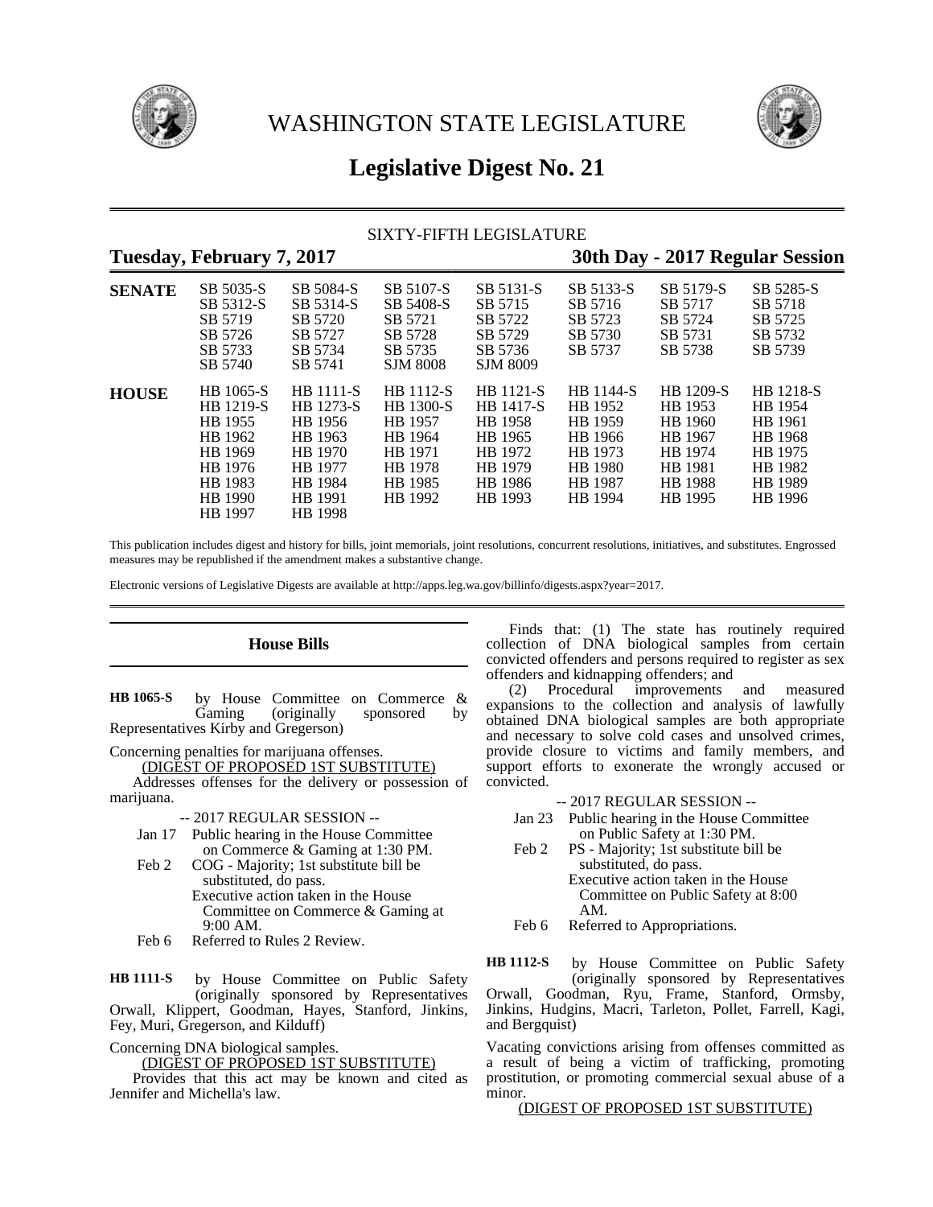# WASHINGTON STATE LEGISLATURE

## Legislative Digest No. 21

SIXTY-FIFTH LEGISLATURE

**Tuesday, February 7, 2017** — **30th Day - 2017 Regular Session**

| | | | | | | | |
|---|---|---|---|---|---|---|---|
| **SENATE** | SB 5035-S | SB 5084-S | SB 5107-S | SB 5131-S | SB 5133-S | SB 5179-S | SB 5285-S |
| | SB 5312-S | SB 5314-S | SB 5408-S | SB 5715 | SB 5716 | SB 5717 | SB 5718 |
| | SB 5719 | SB 5720 | SB 5721 | SB 5722 | SB 5723 | SB 5724 | SB 5725 |
| | SB 5726 | SB 5727 | SB 5728 | SB 5729 | SB 5730 | SB 5731 | SB 5732 |
| | SB 5733 | SB 5734 | SB 5735 | SB 5736 | SB 5737 | SB 5738 | SB 5739 |
| | SB 5740 | SB 5741 | SJM 8008 | SJM 8009 | | | |
| **HOUSE** | HB 1065-S | HB 1111-S | HB 1112-S | HB 1121-S | HB 1144-S | HB 1209-S | HB 1218-S |
| | HB 1219-S | HB 1273-S | HB 1300-S | HB 1417-S | HB 1952 | HB 1953 | HB 1954 |
| | HB 1955 | HB 1956 | HB 1957 | HB 1958 | HB 1959 | HB 1960 | HB 1961 |
| | HB 1962 | HB 1963 | HB 1964 | HB 1965 | HB 1966 | HB 1967 | HB 1968 |
| | HB 1969 | HB 1970 | HB 1971 | HB 1972 | HB 1973 | HB 1974 | HB 1975 |
| | HB 1976 | HB 1977 | HB 1978 | HB 1979 | HB 1980 | HB 1981 | HB 1982 |
| | HB 1983 | HB 1984 | HB 1985 | HB 1986 | HB 1987 | HB 1988 | HB 1989 |
| | HB 1990 | HB 1991 | HB 1992 | HB 1993 | HB 1994 | HB 1995 | HB 1996 |
| | HB 1997 | HB 1998 | | | | | |

This publication includes digest and history for bills, joint memorials, joint resolutions, concurrent resolutions, initiatives, and substitutes. Engrossed measures may be republished if the amendment makes a substantive change.

Electronic versions of Legislative Digests are available at http://apps.leg.wa.gov/billinfo/digests.aspx?year=2017.

## House Bills

**HB 1065-S** by House Committee on Commerce & Gaming (originally sponsored by Representatives Kirby and Gregerson)

Concerning penalties for marijuana offenses.

(DIGEST OF PROPOSED 1ST SUBSTITUTE)

Addresses offenses for the delivery or possession of marijuana.

-- 2017 REGULAR SESSION --

Jan 17 Public hearing in the House Committee on Commerce & Gaming at 1:30 PM.

Feb 2 COG - Majority; 1st substitute bill be substituted, do pass.
Executive action taken in the House Committee on Commerce & Gaming at 9:00 AM.

Feb 6 Referred to Rules 2 Review.

**HB 1111-S** by House Committee on Public Safety (originally sponsored by Representatives Orwall, Klippert, Goodman, Hayes, Stanford, Jinkins, Fey, Muri, Gregerson, and Kilduff)

Concerning DNA biological samples.

(DIGEST OF PROPOSED 1ST SUBSTITUTE)

Provides that this act may be known and cited as Jennifer and Michella's law.

Finds that: (1) The state has routinely required collection of DNA biological samples from certain convicted offenders and persons required to register as sex offenders and kidnapping offenders; and

(2) Procedural improvements and measured expansions to the collection and analysis of lawfully obtained DNA biological samples are both appropriate and necessary to solve cold cases and unsolved crimes, provide closure to victims and family members, and support efforts to exonerate the wrongly accused or convicted.

-- 2017 REGULAR SESSION --

Jan 23 Public hearing in the House Committee on Public Safety at 1:30 PM.

Feb 2 PS - Majority; 1st substitute bill be substituted, do pass.
Executive action taken in the House Committee on Public Safety at 8:00 AM.

Feb 6 Referred to Appropriations.

**HB 1112-S** by House Committee on Public Safety (originally sponsored by Representatives Orwall, Goodman, Ryu, Frame, Stanford, Ormsby, Jinkins, Hudgins, Macri, Tarleton, Pollet, Farrell, Kagi, and Bergquist)

Vacating convictions arising from offenses committed as a result of being a victim of trafficking, promoting prostitution, or promoting commercial sexual abuse of a minor.

(DIGEST OF PROPOSED 1ST SUBSTITUTE)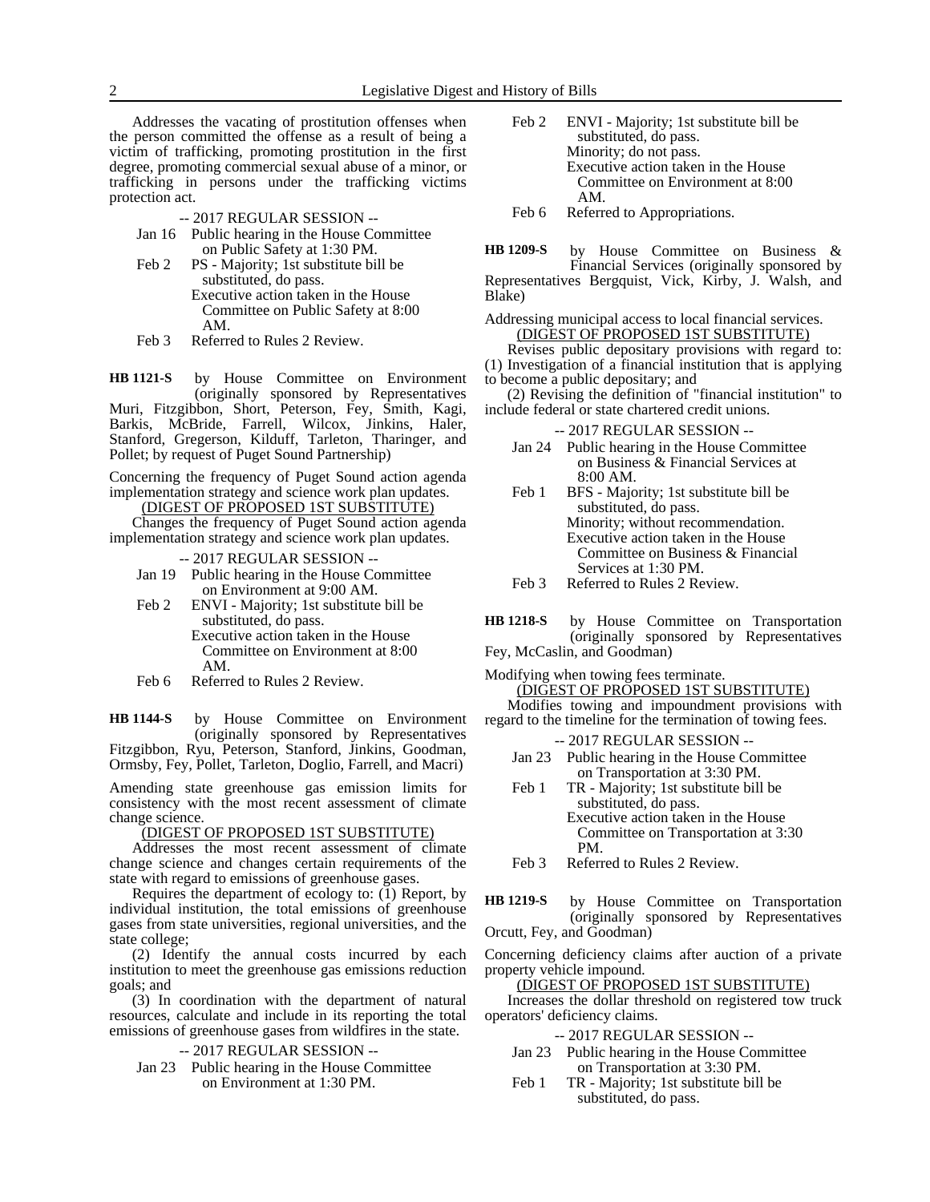Addresses the vacating of prostitution offenses when the person committed the offense as a result of being a victim of trafficking, promoting prostitution in the first degree, promoting commercial sexual abuse of a minor, or trafficking in persons under the trafficking victims protection act.

-- 2017 REGULAR SESSION --

- Jan 16 Public hearing in the House Committee on Public Safety at 1:30 PM.
- Feb 2 PS - Majority; 1st substitute bill be substituted, do pass. Executive action taken in the House Committee on Public Safety at 8:00 AM.
- Feb 3 Referred to Rules 2 Review.

**HB 1121-S** by House Committee on Environment (originally sponsored by Representatives Muri, Fitzgibbon, Short, Peterson, Fey, Smith, Kagi, Barkis, McBride, Farrell, Wilcox, Jinkins, Haler, Stanford, Gregerson, Kilduff, Tarleton, Tharinger, and Pollet; by request of Puget Sound Partnership)

Concerning the frequency of Puget Sound action agenda implementation strategy and science work plan updates.

(DIGEST OF PROPOSED 1ST SUBSTITUTE)

Changes the frequency of Puget Sound action agenda implementation strategy and science work plan updates.

-- 2017 REGULAR SESSION --

- Jan 19 Public hearing in the House Committee on Environment at 9:00 AM.
- Feb 2 ENVI - Majority; 1st substitute bill be substituted, do pass. Executive action taken in the House Committee on Environment at 8:00 AM.
- Feb 6 Referred to Rules 2 Review.

**HB 1144-S** by House Committee on Environment (originally sponsored by Representatives Fitzgibbon, Ryu, Peterson, Stanford, Jinkins, Goodman, Ormsby, Fey, Pollet, Tarleton, Doglio, Farrell, and Macri)

Amending state greenhouse gas emission limits for consistency with the most recent assessment of climate change science.

(DIGEST OF PROPOSED 1ST SUBSTITUTE)

Addresses the most recent assessment of climate change science and changes certain requirements of the state with regard to emissions of greenhouse gases.

Requires the department of ecology to: (1) Report, by individual institution, the total emissions of greenhouse gases from state universities, regional universities, and the state college;

(2) Identify the annual costs incurred by each institution to meet the greenhouse gas emissions reduction goals; and

(3) In coordination with the department of natural resources, calculate and include in its reporting the total emissions of greenhouse gases from wildfires in the state.

-- 2017 REGULAR SESSION --

- Jan 23 Public hearing in the House Committee on Environment at 1:30 PM.
- Feb 2 ENVI - Majority; 1st substitute bill be substituted, do pass. Minority; do not pass. Executive action taken in the House Committee on Environment at 8:00 AM.
- Feb 6 Referred to Appropriations.

**HB 1209-S** by House Committee on Business & Financial Services (originally sponsored by Representatives Bergquist, Vick, Kirby, J. Walsh, and Blake)

Addressing municipal access to local financial services.

(DIGEST OF PROPOSED 1ST SUBSTITUTE)

Revises public depositary provisions with regard to: (1) Investigation of a financial institution that is applying to become a public depositary; and

(2) Revising the definition of "financial institution" to include federal or state chartered credit unions.

-- 2017 REGULAR SESSION --

- Jan 24 Public hearing in the House Committee on Business & Financial Services at 8:00 AM.
- Feb 1 BFS - Majority; 1st substitute bill be substituted, do pass. Minority; without recommendation. Executive action taken in the House Committee on Business & Financial Services at 1:30 PM.
- Feb 3 Referred to Rules 2 Review.

**HB 1218-S** by House Committee on Transportation (originally sponsored by Representatives Fey, McCaslin, and Goodman)

Modifying when towing fees terminate.

(DIGEST OF PROPOSED 1ST SUBSTITUTE)

Modifies towing and impoundment provisions with regard to the timeline for the termination of towing fees.

-- 2017 REGULAR SESSION --

- Jan 23 Public hearing in the House Committee on Transportation at 3:30 PM.
- Feb 1 TR - Majority; 1st substitute bill be substituted, do pass. Executive action taken in the House Committee on Transportation at 3:30 PM.
- Feb 3 Referred to Rules 2 Review.

**HB 1219-S** by House Committee on Transportation (originally sponsored by Representatives Orcutt, Fey, and Goodman)

Concerning deficiency claims after auction of a private property vehicle impound.

(DIGEST OF PROPOSED 1ST SUBSTITUTE)

Increases the dollar threshold on registered tow truck operators' deficiency claims.

-- 2017 REGULAR SESSION --

- Jan 23 Public hearing in the House Committee on Transportation at 3:30 PM.
- Feb 1 TR - Majority; 1st substitute bill be substituted, do pass.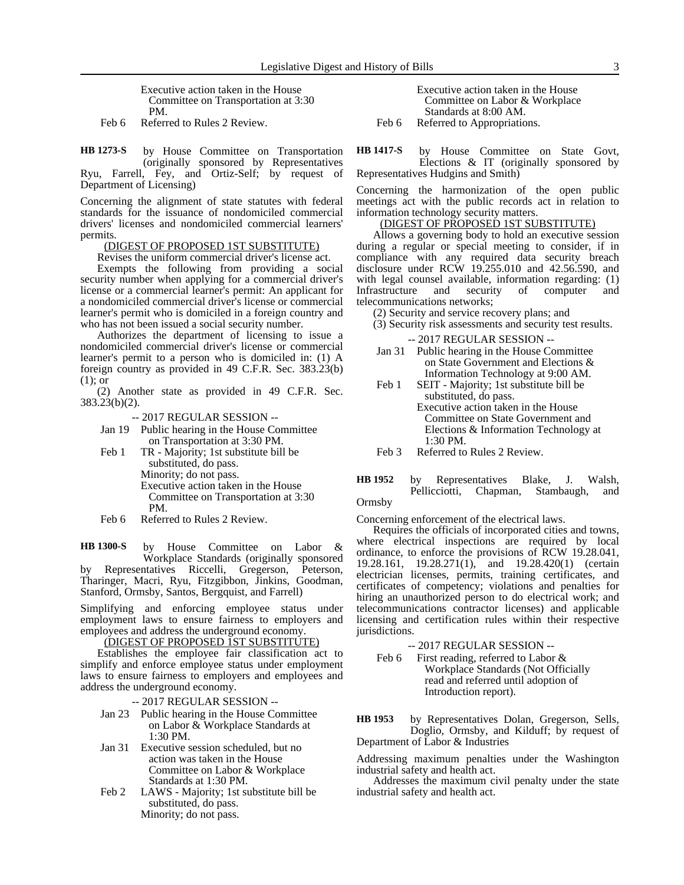Executive action taken in the House Committee on Transportation at 3:30 PM.

Feb 6 Referred to Rules 2 Review.

**HB 1273-S** by House Committee on Transportation (originally sponsored by Representatives Ryu, Farrell, Fey, and Ortiz-Self; by request of Department of Licensing)

Concerning the alignment of state statutes with federal standards for the issuance of nondomiciled commercial drivers' licenses and nondomiciled commercial learners' permits.

(DIGEST OF PROPOSED 1ST SUBSTITUTE)

Revises the uniform commercial driver's license act.

Exempts the following from providing a social security number when applying for a commercial driver's license or a commercial learner's permit: An applicant for a nondomiciled commercial driver's license or commercial learner's permit who is domiciled in a foreign country and who has not been issued a social security number.

Authorizes the department of licensing to issue a nondomiciled commercial driver's license or commercial learner's permit to a person who is domiciled in: (1) A foreign country as provided in 49 C.F.R. Sec. 383.23(b)(1); or

(2) Another state as provided in 49 C.F.R. Sec. 383.23(b)(2).

-- 2017 REGULAR SESSION --

Jan 19 Public hearing in the House Committee on Transportation at 3:30 PM.

Feb 1 TR - Majority; 1st substitute bill be substituted, do pass.
Minority; do not pass.
Executive action taken in the House Committee on Transportation at 3:30 PM.

Feb 6 Referred to Rules 2 Review.

**HB 1300-S** by House Committee on Labor & Workplace Standards (originally sponsored by Representatives Riccelli, Gregerson, Peterson, Tharinger, Macri, Ryu, Fitzgibbon, Jinkins, Goodman, Stanford, Ormsby, Santos, Bergquist, and Farrell)

Simplifying and enforcing employee status under employment laws to ensure fairness to employers and employees and address the underground economy.

(DIGEST OF PROPOSED 1ST SUBSTITUTE)

Establishes the employee fair classification act to simplify and enforce employee status under employment laws to ensure fairness to employers and employees and address the underground economy.

-- 2017 REGULAR SESSION --

Jan 23 Public hearing in the House Committee on Labor & Workplace Standards at 1:30 PM.

Jan 31 Executive session scheduled, but no action was taken in the House Committee on Labor & Workplace Standards at 1:30 PM.

Feb 2 LAWS - Majority; 1st substitute bill be substituted, do pass.
Minority; do not pass.
Executive action taken in the House Committee on Labor & Workplace Standards at 8:00 AM.

Feb 6 Referred to Appropriations.

**HB 1417-S** by House Committee on State Govt, Elections & IT (originally sponsored by Representatives Hudgins and Smith)

Concerning the harmonization of the open public meetings act with the public records act in relation to information technology security matters.

(DIGEST OF PROPOSED 1ST SUBSTITUTE)

Allows a governing body to hold an executive session during a regular or special meeting to consider, if in compliance with any required data security breach disclosure under RCW 19.255.010 and 42.56.590, and with legal counsel available, information regarding: (1) Infrastructure and security of computer and telecommunications networks;

(2) Security and service recovery plans; and

(3) Security risk assessments and security test results.

-- 2017 REGULAR SESSION --

Jan 31 Public hearing in the House Committee on State Government and Elections & Information Technology at 9:00 AM.

Feb 1 SEIT - Majority; 1st substitute bill be substituted, do pass.
Executive action taken in the House Committee on State Government and Elections & Information Technology at 1:30 PM.

Feb 3 Referred to Rules 2 Review.

**HB 1952** by Representatives Blake, J. Walsh, Pellicciotti, Chapman, Stambaugh, and Ormsby

Concerning enforcement of the electrical laws.

Requires the officials of incorporated cities and towns, where electrical inspections are required by local ordinance, to enforce the provisions of RCW 19.28.041, 19.28.161, 19.28.271(1), and 19.28.420(1) (certain electrician licenses, permits, training certificates, and certificates of competency; violations and penalties for hiring an unauthorized person to do electrical work; and telecommunications contractor licenses) and applicable licensing and certification rules within their respective jurisdictions.

-- 2017 REGULAR SESSION --

Feb 6 First reading, referred to Labor & Workplace Standards (Not Officially read and referred until adoption of Introduction report).

**HB 1953** by Representatives Dolan, Gregerson, Sells, Doglio, Ormsby, and Kilduff; by request of Department of Labor & Industries

Addressing maximum penalties under the Washington industrial safety and health act.

Addresses the maximum civil penalty under the state industrial safety and health act.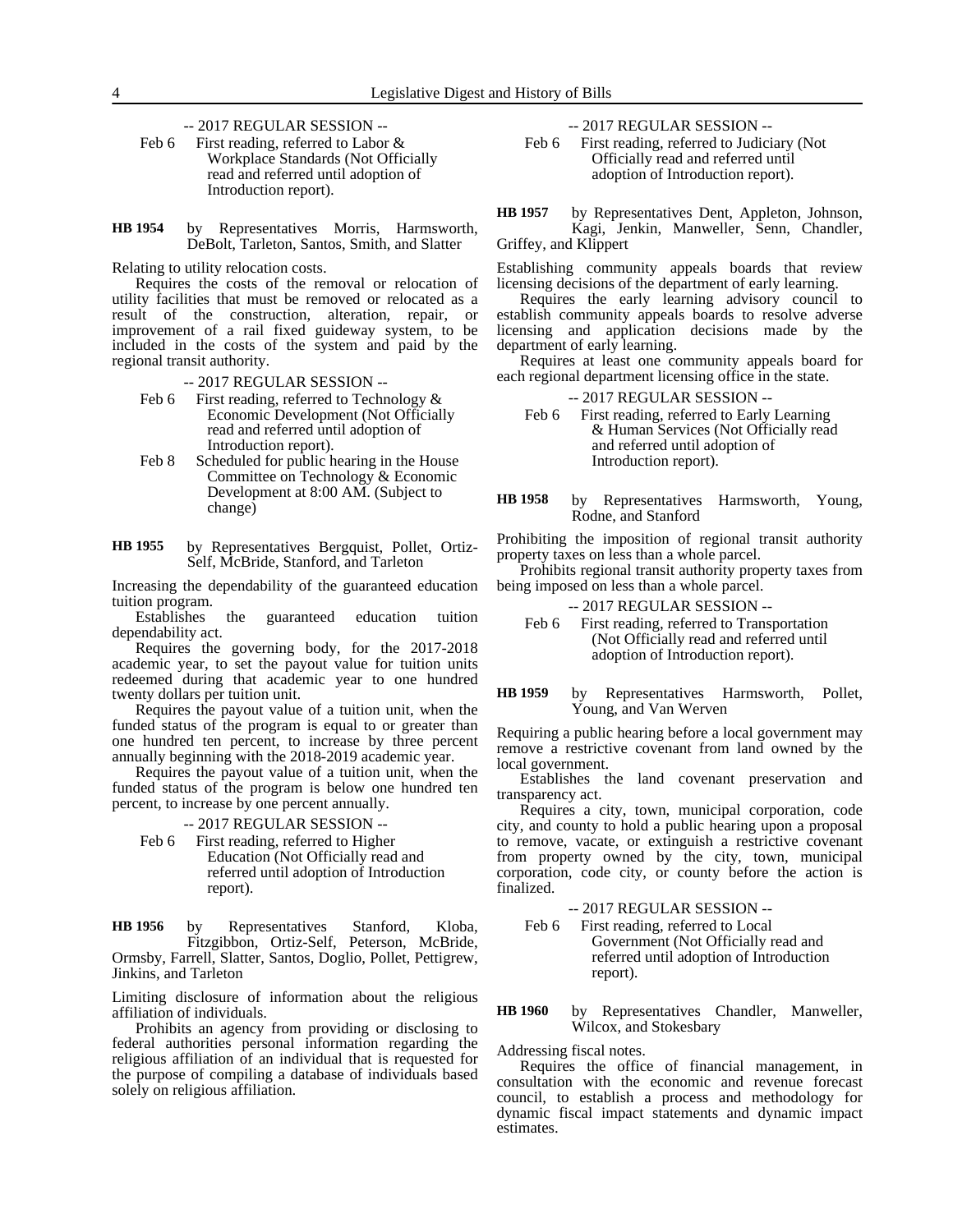-- 2017 REGULAR SESSION --

Feb 6 First reading, referred to Labor & Workplace Standards (Not Officially read and referred until adoption of Introduction report).

**HB 1954** by Representatives Morris, Harmsworth, DeBolt, Tarleton, Santos, Smith, and Slatter

Relating to utility relocation costs.

Requires the costs of the removal or relocation of utility facilities that must be removed or relocated as a result of the construction, alteration, repair, or improvement of a rail fixed guideway system, to be included in the costs of the system and paid by the regional transit authority.

-- 2017 REGULAR SESSION --

Feb 6 First reading, referred to Technology & Economic Development (Not Officially read and referred until adoption of Introduction report).

Feb 8 Scheduled for public hearing in the House Committee on Technology & Economic Development at 8:00 AM. (Subject to change)

**HB 1955** by Representatives Bergquist, Pollet, Ortiz-Self, McBride, Stanford, and Tarleton

Increasing the dependability of the guaranteed education tuition program.

Establishes the guaranteed education tuition dependability act.

Requires the governing body, for the 2017-2018 academic year, to set the payout value for tuition units redeemed during that academic year to one hundred twenty dollars per tuition unit.

Requires the payout value of a tuition unit, when the funded status of the program is equal to or greater than one hundred ten percent, to increase by three percent annually beginning with the 2018-2019 academic year.

Requires the payout value of a tuition unit, when the funded status of the program is below one hundred ten percent, to increase by one percent annually.

-- 2017 REGULAR SESSION --

Feb 6 First reading, referred to Higher Education (Not Officially read and referred until adoption of Introduction report).

**HB 1956** by Representatives Stanford, Kloba, Fitzgibbon, Ortiz-Self, Peterson, McBride, Ormsby, Farrell, Slatter, Santos, Doglio, Pollet, Pettigrew, Jinkins, and Tarleton

Limiting disclosure of information about the religious affiliation of individuals.

Prohibits an agency from providing or disclosing to federal authorities personal information regarding the religious affiliation of an individual that is requested for the purpose of compiling a database of individuals based solely on religious affiliation.

-- 2017 REGULAR SESSION --

Feb 6 First reading, referred to Judiciary (Not Officially read and referred until adoption of Introduction report).

**HB 1957** by Representatives Dent, Appleton, Johnson, Kagi, Jenkin, Manweller, Senn, Chandler, Griffey, and Klippert

Establishing community appeals boards that review licensing decisions of the department of early learning.

Requires the early learning advisory council to establish community appeals boards to resolve adverse licensing and application decisions made by the department of early learning.

Requires at least one community appeals board for each regional department licensing office in the state.

-- 2017 REGULAR SESSION --

Feb 6 First reading, referred to Early Learning & Human Services (Not Officially read and referred until adoption of Introduction report).

**HB 1958** by Representatives Harmsworth, Young, Rodne, and Stanford

Prohibiting the imposition of regional transit authority property taxes on less than a whole parcel.

Prohibits regional transit authority property taxes from being imposed on less than a whole parcel.

-- 2017 REGULAR SESSION --

Feb 6 First reading, referred to Transportation (Not Officially read and referred until adoption of Introduction report).

**HB 1959** by Representatives Harmsworth, Pollet, Young, and Van Werven

Requiring a public hearing before a local government may remove a restrictive covenant from land owned by the local government.

Establishes the land covenant preservation and transparency act.

Requires a city, town, municipal corporation, code city, and county to hold a public hearing upon a proposal to remove, vacate, or extinguish a restrictive covenant from property owned by the city, town, municipal corporation, code city, or county before the action is finalized.

-- 2017 REGULAR SESSION --

Feb 6 First reading, referred to Local Government (Not Officially read and referred until adoption of Introduction report).

**HB 1960** by Representatives Chandler, Manweller, Wilcox, and Stokesbary

Addressing fiscal notes.

Requires the office of financial management, in consultation with the economic and revenue forecast council, to establish a process and methodology for dynamic fiscal impact statements and dynamic impact estimates.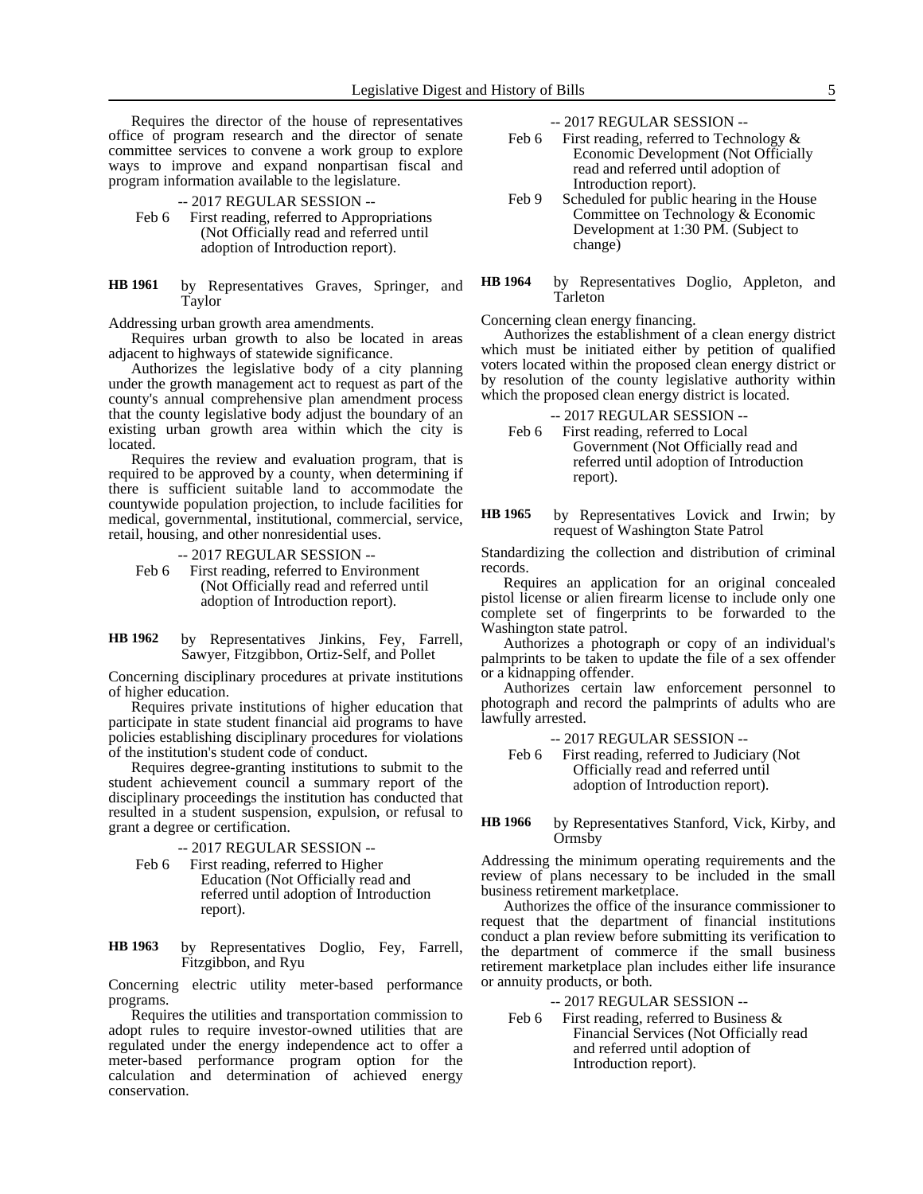Requires the director of the house of representatives office of program research and the director of senate committee services to convene a work group to explore ways to improve and expand nonpartisan fiscal and program information available to the legislature.

-- 2017 REGULAR SESSION --

Feb 6 First reading, referred to Appropriations (Not Officially read and referred until adoption of Introduction report).

**HB 1961** by Representatives Graves, Springer, and Taylor

Addressing urban growth area amendments.

Requires urban growth to also be located in areas adjacent to highways of statewide significance.

Authorizes the legislative body of a city planning under the growth management act to request as part of the county's annual comprehensive plan amendment process that the county legislative body adjust the boundary of an existing urban growth area within which the city is located.

Requires the review and evaluation program, that is required to be approved by a county, when determining if there is sufficient suitable land to accommodate the countywide population projection, to include facilities for medical, governmental, institutional, commercial, service, retail, housing, and other nonresidential uses.

-- 2017 REGULAR SESSION --

Feb 6 First reading, referred to Environment (Not Officially read and referred until adoption of Introduction report).

**HB 1962** by Representatives Jinkins, Fey, Farrell, Sawyer, Fitzgibbon, Ortiz-Self, and Pollet

Concerning disciplinary procedures at private institutions of higher education.

Requires private institutions of higher education that participate in state student financial aid programs to have policies establishing disciplinary procedures for violations of the institution's student code of conduct.

Requires degree-granting institutions to submit to the student achievement council a summary report of the disciplinary proceedings the institution has conducted that resulted in a student suspension, expulsion, or refusal to grant a degree or certification.

-- 2017 REGULAR SESSION --

Feb 6 First reading, referred to Higher Education (Not Officially read and referred until adoption of Introduction report).

**HB 1963** by Representatives Doglio, Fey, Farrell, Fitzgibbon, and Ryu

Concerning electric utility meter-based performance programs.

Requires the utilities and transportation commission to adopt rules to require investor-owned utilities that are regulated under the energy independence act to offer a meter-based performance program option for the calculation and determination of achieved energy conservation.

-- 2017 REGULAR SESSION --

Feb 6 First reading, referred to Technology & Economic Development (Not Officially read and referred until adoption of Introduction report).

Feb 9 Scheduled for public hearing in the House Committee on Technology & Economic Development at 1:30 PM. (Subject to change)

**HB 1964** by Representatives Doglio, Appleton, and Tarleton

Concerning clean energy financing.

Authorizes the establishment of a clean energy district which must be initiated either by petition of qualified voters located within the proposed clean energy district or by resolution of the county legislative authority within which the proposed clean energy district is located.

-- 2017 REGULAR SESSION --

Feb 6 First reading, referred to Local Government (Not Officially read and referred until adoption of Introduction report).

**HB 1965** by Representatives Lovick and Irwin; by request of Washington State Patrol

Standardizing the collection and distribution of criminal records.

Requires an application for an original concealed pistol license or alien firearm license to include only one complete set of fingerprints to be forwarded to the Washington state patrol.

Authorizes a photograph or copy of an individual's palmprints to be taken to update the file of a sex offender or a kidnapping offender.

Authorizes certain law enforcement personnel to photograph and record the palmprints of adults who are lawfully arrested.

-- 2017 REGULAR SESSION --

Feb 6 First reading, referred to Judiciary (Not Officially read and referred until adoption of Introduction report).

**HB 1966** by Representatives Stanford, Vick, Kirby, and Ormsby

Addressing the minimum operating requirements and the review of plans necessary to be included in the small business retirement marketplace.

Authorizes the office of the insurance commissioner to request that the department of financial institutions conduct a plan review before submitting its verification to the department of commerce if the small business retirement marketplace plan includes either life insurance or annuity products, or both.

-- 2017 REGULAR SESSION --

Feb 6 First reading, referred to Business & Financial Services (Not Officially read and referred until adoption of Introduction report).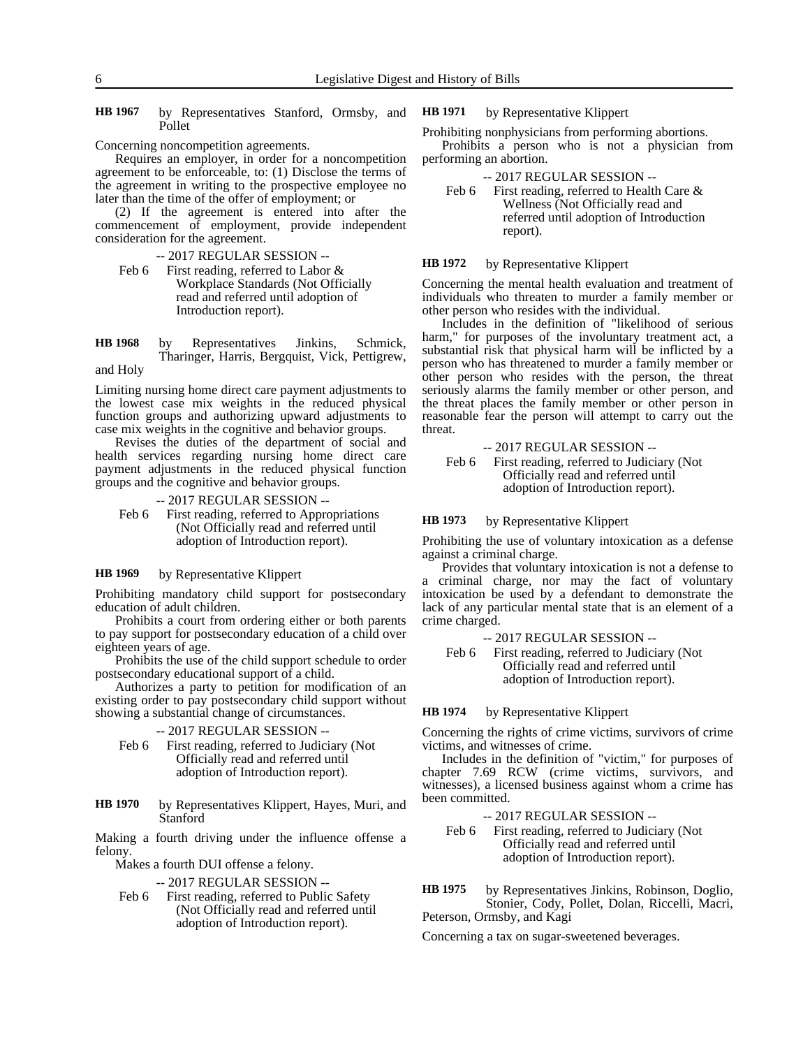**HB 1967** by Representatives Stanford, Ormsby, and Pollet

Concerning noncompetition agreements.

Requires an employer, in order for a noncompetition agreement to be enforceable, to: (1) Disclose the terms of the agreement in writing to the prospective employee no later than the time of the offer of employment; or

(2) If the agreement is entered into after the commencement of employment, provide independent consideration for the agreement.

-- 2017 REGULAR SESSION --

Feb 6 First reading, referred to Labor & Workplace Standards (Not Officially read and referred until adoption of Introduction report).

**HB 1968** by Representatives Jinkins, Schmick, Tharinger, Harris, Bergquist, Vick, Pettigrew, and Holy

Limiting nursing home direct care payment adjustments to the lowest case mix weights in the reduced physical function groups and authorizing upward adjustments to case mix weights in the cognitive and behavior groups.

Revises the duties of the department of social and health services regarding nursing home direct care payment adjustments in the reduced physical function groups and the cognitive and behavior groups.

-- 2017 REGULAR SESSION --

Feb 6 First reading, referred to Appropriations (Not Officially read and referred until adoption of Introduction report).

**HB 1969** by Representative Klippert

Prohibiting mandatory child support for postsecondary education of adult children.

Prohibits a court from ordering either or both parents to pay support for postsecondary education of a child over eighteen years of age.

Prohibits the use of the child support schedule to order postsecondary educational support of a child.

Authorizes a party to petition for modification of an existing order to pay postsecondary child support without showing a substantial change of circumstances.

-- 2017 REGULAR SESSION --

Feb 6 First reading, referred to Judiciary (Not Officially read and referred until adoption of Introduction report).

**HB 1970** by Representatives Klippert, Hayes, Muri, and Stanford

Making a fourth driving under the influence offense a felony.

Makes a fourth DUI offense a felony.

-- 2017 REGULAR SESSION --

Feb 6 First reading, referred to Public Safety (Not Officially read and referred until adoption of Introduction report).

**HB 1971** by Representative Klippert

Prohibiting nonphysicians from performing abortions.

Prohibits a person who is not a physician from performing an abortion.

-- 2017 REGULAR SESSION --

Feb 6 First reading, referred to Health Care & Wellness (Not Officially read and referred until adoption of Introduction report).

**HB 1972** by Representative Klippert

Concerning the mental health evaluation and treatment of individuals who threaten to murder a family member or other person who resides with the individual.

Includes in the definition of "likelihood of serious harm," for purposes of the involuntary treatment act, a substantial risk that physical harm will be inflicted by a person who has threatened to murder a family member or other person who resides with the person, the threat seriously alarms the family member or other person, and the threat places the family member or other person in reasonable fear the person will attempt to carry out the threat.

-- 2017 REGULAR SESSION --

Feb 6 First reading, referred to Judiciary (Not Officially read and referred until adoption of Introduction report).

**HB 1973** by Representative Klippert

Prohibiting the use of voluntary intoxication as a defense against a criminal charge.

Provides that voluntary intoxication is not a defense to a criminal charge, nor may the fact of voluntary intoxication be used by a defendant to demonstrate the lack of any particular mental state that is an element of a crime charged.

-- 2017 REGULAR SESSION --

Feb 6 First reading, referred to Judiciary (Not Officially read and referred until adoption of Introduction report).

**HB 1974** by Representative Klippert

Concerning the rights of crime victims, survivors of crime victims, and witnesses of crime.

Includes in the definition of "victim," for purposes of chapter 7.69 RCW (crime victims, survivors, and witnesses), a licensed business against whom a crime has been committed.

-- 2017 REGULAR SESSION --

Feb 6 First reading, referred to Judiciary (Not Officially read and referred until adoption of Introduction report).

**HB 1975** by Representatives Jinkins, Robinson, Doglio, Stonier, Cody, Pollet, Dolan, Riccelli, Macri, Peterson, Ormsby, and Kagi

Concerning a tax on sugar-sweetened beverages.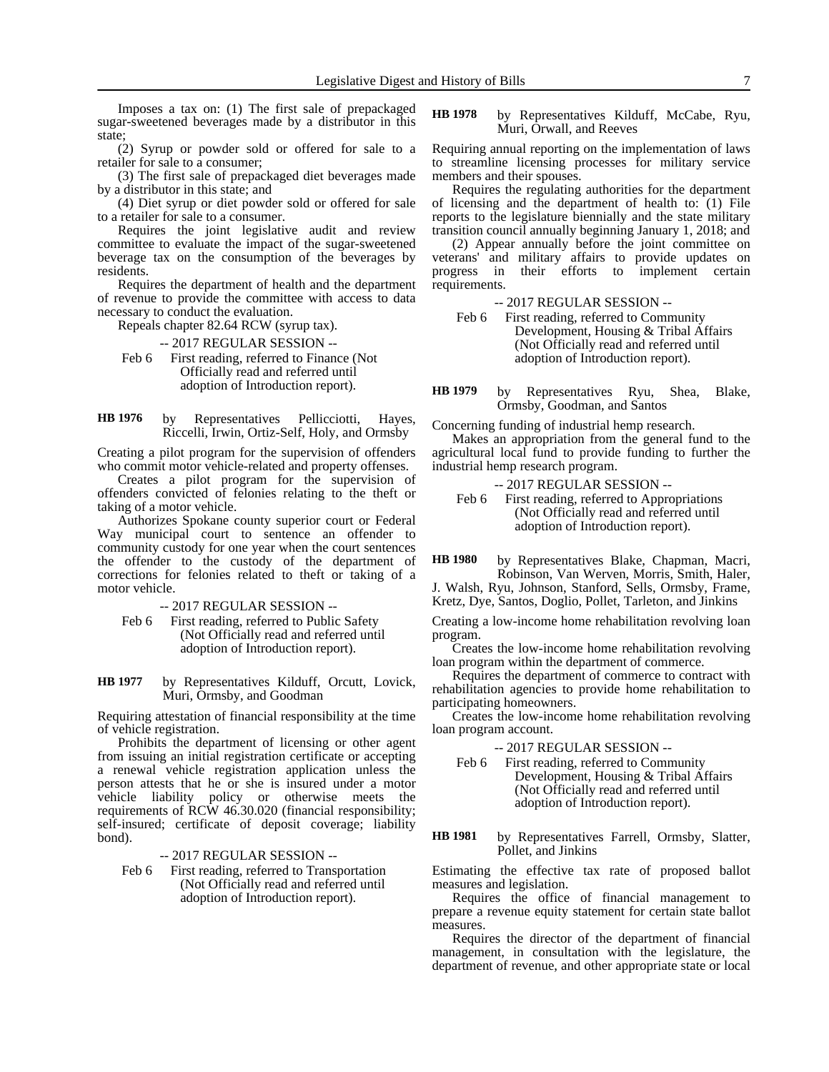Imposes a tax on: (1) The first sale of prepackaged sugar-sweetened beverages made by a distributor in this state;

(2) Syrup or powder sold or offered for sale to a retailer for sale to a consumer;

(3) The first sale of prepackaged diet beverages made by a distributor in this state; and

(4) Diet syrup or diet powder sold or offered for sale to a retailer for sale to a consumer.

Requires the joint legislative audit and review committee to evaluate the impact of the sugar-sweetened beverage tax on the consumption of the beverages by residents.

Requires the department of health and the department of revenue to provide the committee with access to data necessary to conduct the evaluation.

Repeals chapter 82.64 RCW (syrup tax).

-- 2017 REGULAR SESSION --

Feb 6 First reading, referred to Finance (Not Officially read and referred until adoption of Introduction report).

**HB 1976** by Representatives Pellicciotti, Hayes, Riccelli, Irwin, Ortiz-Self, Holy, and Ormsby

Creating a pilot program for the supervision of offenders who commit motor vehicle-related and property offenses.

Creates a pilot program for the supervision of offenders convicted of felonies relating to the theft or taking of a motor vehicle.

Authorizes Spokane county superior court or Federal Way municipal court to sentence an offender to community custody for one year when the court sentences the offender to the custody of the department of corrections for felonies related to theft or taking of a motor vehicle.

-- 2017 REGULAR SESSION --

Feb 6 First reading, referred to Public Safety (Not Officially read and referred until adoption of Introduction report).

**HB 1977** by Representatives Kilduff, Orcutt, Lovick, Muri, Ormsby, and Goodman

Requiring attestation of financial responsibility at the time of vehicle registration.

Prohibits the department of licensing or other agent from issuing an initial registration certificate or accepting a renewal vehicle registration application unless the person attests that he or she is insured under a motor vehicle liability policy or otherwise meets the requirements of RCW 46.30.020 (financial responsibility; self-insured; certificate of deposit coverage; liability bond).

-- 2017 REGULAR SESSION --

Feb 6 First reading, referred to Transportation (Not Officially read and referred until adoption of Introduction report).

**HB 1978** by Representatives Kilduff, McCabe, Ryu, Muri, Orwall, and Reeves

Requiring annual reporting on the implementation of laws to streamline licensing processes for military service members and their spouses.

Requires the regulating authorities for the department of licensing and the department of health to: (1) File reports to the legislature biennially and the state military transition council annually beginning January 1, 2018; and

(2) Appear annually before the joint committee on veterans' and military affairs to provide updates on progress in their efforts to implement certain requirements.

-- 2017 REGULAR SESSION --

Feb 6 First reading, referred to Community Development, Housing & Tribal Affairs (Not Officially read and referred until adoption of Introduction report).

**HB 1979** by Representatives Ryu, Shea, Blake, Ormsby, Goodman, and Santos

Concerning funding of industrial hemp research.

Makes an appropriation from the general fund to the agricultural local fund to provide funding to further the industrial hemp research program.

-- 2017 REGULAR SESSION --

Feb 6 First reading, referred to Appropriations (Not Officially read and referred until adoption of Introduction report).

**HB 1980** by Representatives Blake, Chapman, Macri, Robinson, Van Werven, Morris, Smith, Haler, J. Walsh, Ryu, Johnson, Stanford, Sells, Ormsby, Frame, Kretz, Dye, Santos, Doglio, Pollet, Tarleton, and Jinkins

Creating a low-income home rehabilitation revolving loan program.

Creates the low-income home rehabilitation revolving loan program within the department of commerce.

Requires the department of commerce to contract with rehabilitation agencies to provide home rehabilitation to participating homeowners.

Creates the low-income home rehabilitation revolving loan program account.

-- 2017 REGULAR SESSION --

Feb 6 First reading, referred to Community Development, Housing & Tribal Affairs (Not Officially read and referred until adoption of Introduction report).

**HB 1981** by Representatives Farrell, Ormsby, Slatter, Pollet, and Jinkins

Estimating the effective tax rate of proposed ballot measures and legislation.

Requires the office of financial management to prepare a revenue equity statement for certain state ballot measures.

Requires the director of the department of financial management, in consultation with the legislature, the department of revenue, and other appropriate state or local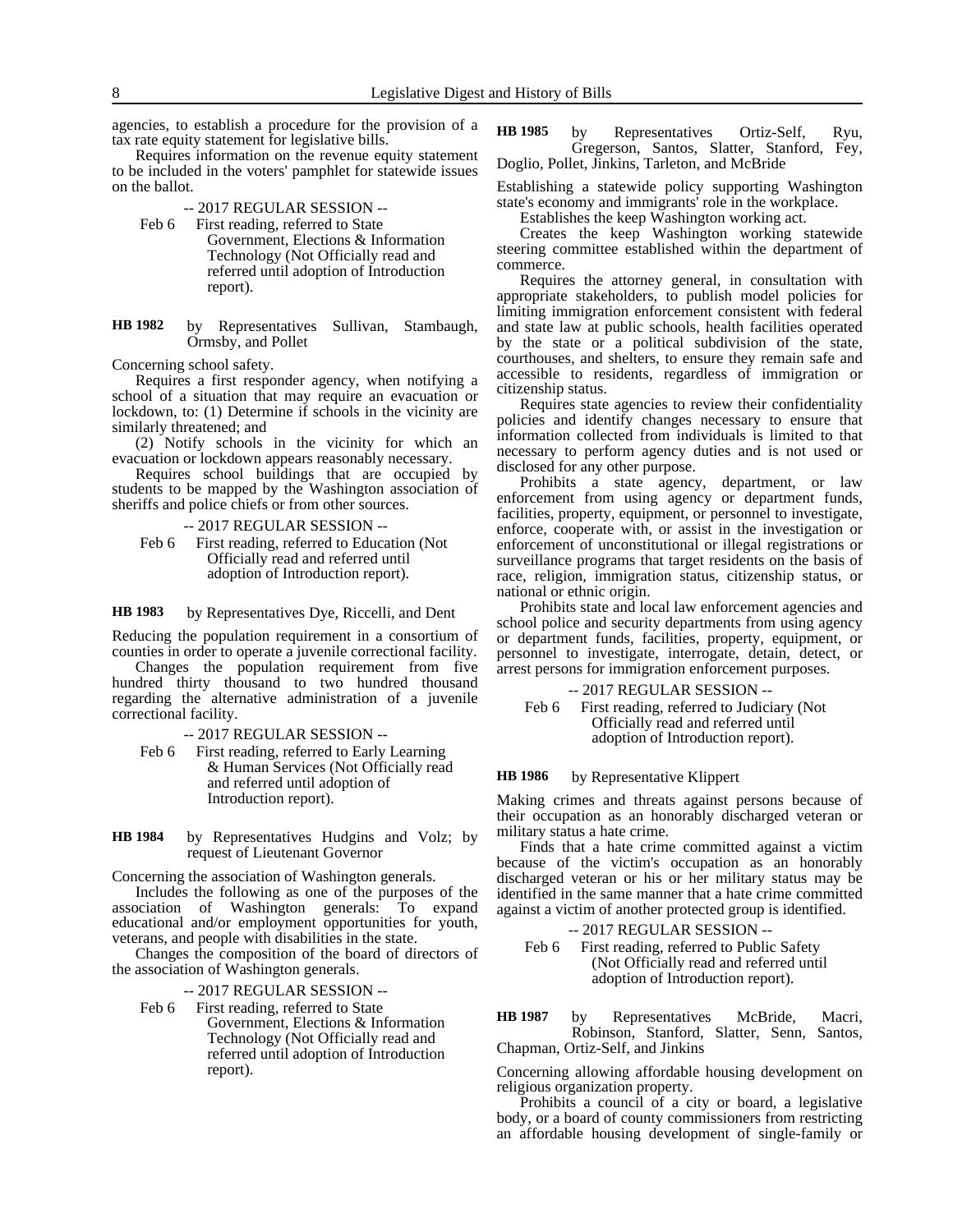agencies, to establish a procedure for the provision of a tax rate equity statement for legislative bills.

Requires information on the revenue equity statement to be included in the voters' pamphlet for statewide issues on the ballot.

-- 2017 REGULAR SESSION --

Feb 6 First reading, referred to State Government, Elections & Information Technology (Not Officially read and referred until adoption of Introduction report).

**HB 1982** by Representatives Sullivan, Stambaugh, Ormsby, and Pollet

Concerning school safety.

Requires a first responder agency, when notifying a school of a situation that may require an evacuation or lockdown, to: (1) Determine if schools in the vicinity are similarly threatened; and

(2) Notify schools in the vicinity for which an evacuation or lockdown appears reasonably necessary.

Requires school buildings that are occupied by students to be mapped by the Washington association of sheriffs and police chiefs or from other sources.

-- 2017 REGULAR SESSION --

Feb 6 First reading, referred to Education (Not Officially read and referred until adoption of Introduction report).

**HB 1983** by Representatives Dye, Riccelli, and Dent

Reducing the population requirement in a consortium of counties in order to operate a juvenile correctional facility.

Changes the population requirement from five hundred thirty thousand to two hundred thousand regarding the alternative administration of a juvenile correctional facility.

-- 2017 REGULAR SESSION --

Feb 6 First reading, referred to Early Learning & Human Services (Not Officially read and referred until adoption of Introduction report).

**HB 1984** by Representatives Hudgins and Volz; by request of Lieutenant Governor

Concerning the association of Washington generals.

Includes the following as one of the purposes of the association of Washington generals: To expand educational and/or employment opportunities for youth, veterans, and people with disabilities in the state.

Changes the composition of the board of directors of the association of Washington generals.

-- 2017 REGULAR SESSION --

Feb 6 First reading, referred to State Government, Elections & Information Technology (Not Officially read and referred until adoption of Introduction report).

**HB 1985** by Representatives Ortiz-Self, Ryu, Gregerson, Santos, Slatter, Stanford, Fey, Doglio, Pollet, Jinkins, Tarleton, and McBride

Establishing a statewide policy supporting Washington state's economy and immigrants' role in the workplace.

Establishes the keep Washington working act.

Creates the keep Washington working statewide steering committee established within the department of commerce.

Requires the attorney general, in consultation with appropriate stakeholders, to publish model policies for limiting immigration enforcement consistent with federal and state law at public schools, health facilities operated by the state or a political subdivision of the state, courthouses, and shelters, to ensure they remain safe and accessible to residents, regardless of immigration or citizenship status.

Requires state agencies to review their confidentiality policies and identify changes necessary to ensure that information collected from individuals is limited to that necessary to perform agency duties and is not used or disclosed for any other purpose.

Prohibits a state agency, department, or law enforcement from using agency or department funds, facilities, property, equipment, or personnel to investigate, enforce, cooperate with, or assist in the investigation or enforcement of unconstitutional or illegal registrations or surveillance programs that target residents on the basis of race, religion, immigration status, citizenship status, or national or ethnic origin.

Prohibits state and local law enforcement agencies and school police and security departments from using agency or department funds, facilities, property, equipment, or personnel to investigate, interrogate, detain, detect, or arrest persons for immigration enforcement purposes.

-- 2017 REGULAR SESSION --

Feb 6 First reading, referred to Judiciary (Not Officially read and referred until adoption of Introduction report).

**HB 1986** by Representative Klippert

Making crimes and threats against persons because of their occupation as an honorably discharged veteran or military status a hate crime.

Finds that a hate crime committed against a victim because of the victim's occupation as an honorably discharged veteran or his or her military status may be identified in the same manner that a hate crime committed against a victim of another protected group is identified.

-- 2017 REGULAR SESSION --

Feb 6 First reading, referred to Public Safety (Not Officially read and referred until adoption of Introduction report).

**HB 1987** by Representatives McBride, Macri, Robinson, Stanford, Slatter, Senn, Santos, Chapman, Ortiz-Self, and Jinkins

Concerning allowing affordable housing development on religious organization property.

Prohibits a council of a city or board, a legislative body, or a board of county commissioners from restricting an affordable housing development of single-family or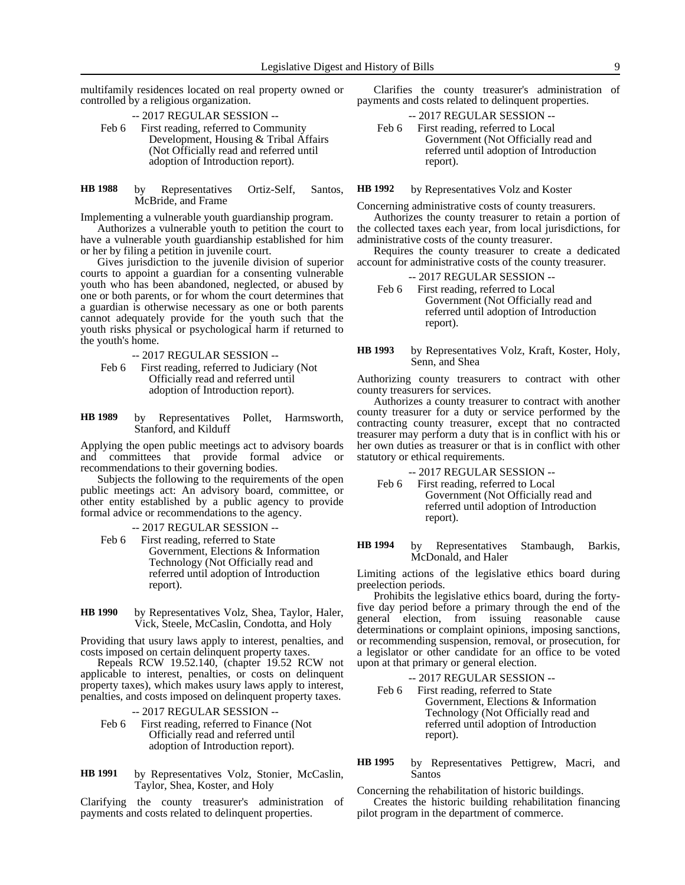multifamily residences located on real property owned or controlled by a religious organization.

-- 2017 REGULAR SESSION --

Feb 6 First reading, referred to Community Development, Housing & Tribal Affairs (Not Officially read and referred until adoption of Introduction report).

**HB 1988** by Representatives Ortiz-Self, Santos, McBride, and Frame

Implementing a vulnerable youth guardianship program.

Authorizes a vulnerable youth to petition the court to have a vulnerable youth guardianship established for him or her by filing a petition in juvenile court.

Gives jurisdiction to the juvenile division of superior courts to appoint a guardian for a consenting vulnerable youth who has been abandoned, neglected, or abused by one or both parents, or for whom the court determines that a guardian is otherwise necessary as one or both parents cannot adequately provide for the youth such that the youth risks physical or psychological harm if returned to the youth's home.

-- 2017 REGULAR SESSION --

Feb 6 First reading, referred to Judiciary (Not Officially read and referred until adoption of Introduction report).

**HB 1989** by Representatives Pollet, Harmsworth, Stanford, and Kilduff

Applying the open public meetings act to advisory boards and committees that provide formal advice or recommendations to their governing bodies.

Subjects the following to the requirements of the open public meetings act: An advisory board, committee, or other entity established by a public agency to provide formal advice or recommendations to the agency.

-- 2017 REGULAR SESSION --

Feb 6 First reading, referred to State Government, Elections & Information Technology (Not Officially read and referred until adoption of Introduction report).

**HB 1990** by Representatives Volz, Shea, Taylor, Haler, Vick, Steele, McCaslin, Condotta, and Holy

Providing that usury laws apply to interest, penalties, and costs imposed on certain delinquent property taxes.

Repeals RCW 19.52.140, (chapter 19.52 RCW not applicable to interest, penalties, or costs on delinquent property taxes), which makes usury laws apply to interest, penalties, and costs imposed on delinquent property taxes.

-- 2017 REGULAR SESSION --

Feb 6 First reading, referred to Finance (Not Officially read and referred until adoption of Introduction report).

**HB 1991** by Representatives Volz, Stonier, McCaslin, Taylor, Shea, Koster, and Holy

Clarifying the county treasurer's administration of payments and costs related to delinquent properties.

Clarifies the county treasurer's administration of payments and costs related to delinquent properties.

-- 2017 REGULAR SESSION --

Feb 6 First reading, referred to Local Government (Not Officially read and referred until adoption of Introduction report).

**HB 1992** by Representatives Volz and Koster

Concerning administrative costs of county treasurers.

Authorizes the county treasurer to retain a portion of the collected taxes each year, from local jurisdictions, for administrative costs of the county treasurer.

Requires the county treasurer to create a dedicated account for administrative costs of the county treasurer.

-- 2017 REGULAR SESSION --

Feb 6 First reading, referred to Local Government (Not Officially read and referred until adoption of Introduction report).

**HB 1993** by Representatives Volz, Kraft, Koster, Holy, Senn, and Shea

Authorizing county treasurers to contract with other county treasurers for services.

Authorizes a county treasurer to contract with another county treasurer for a duty or service performed by the contracting county treasurer, except that no contracted treasurer may perform a duty that is in conflict with his or her own duties as treasurer or that is in conflict with other statutory or ethical requirements.

-- 2017 REGULAR SESSION --

Feb 6 First reading, referred to Local Government (Not Officially read and referred until adoption of Introduction report).

**HB 1994** by Representatives Stambaugh, Barkis, McDonald, and Haler

Limiting actions of the legislative ethics board during preelection periods.

Prohibits the legislative ethics board, during the forty-five day period before a primary through the end of the general election, from issuing reasonable cause determinations or complaint opinions, imposing sanctions, or recommending suspension, removal, or prosecution, for a legislator or other candidate for an office to be voted upon at that primary or general election.

-- 2017 REGULAR SESSION --

Feb 6 First reading, referred to State Government, Elections & Information Technology (Not Officially read and referred until adoption of Introduction report).

**HB 1995** by Representatives Pettigrew, Macri, and Santos

Concerning the rehabilitation of historic buildings.

Creates the historic building rehabilitation financing pilot program in the department of commerce.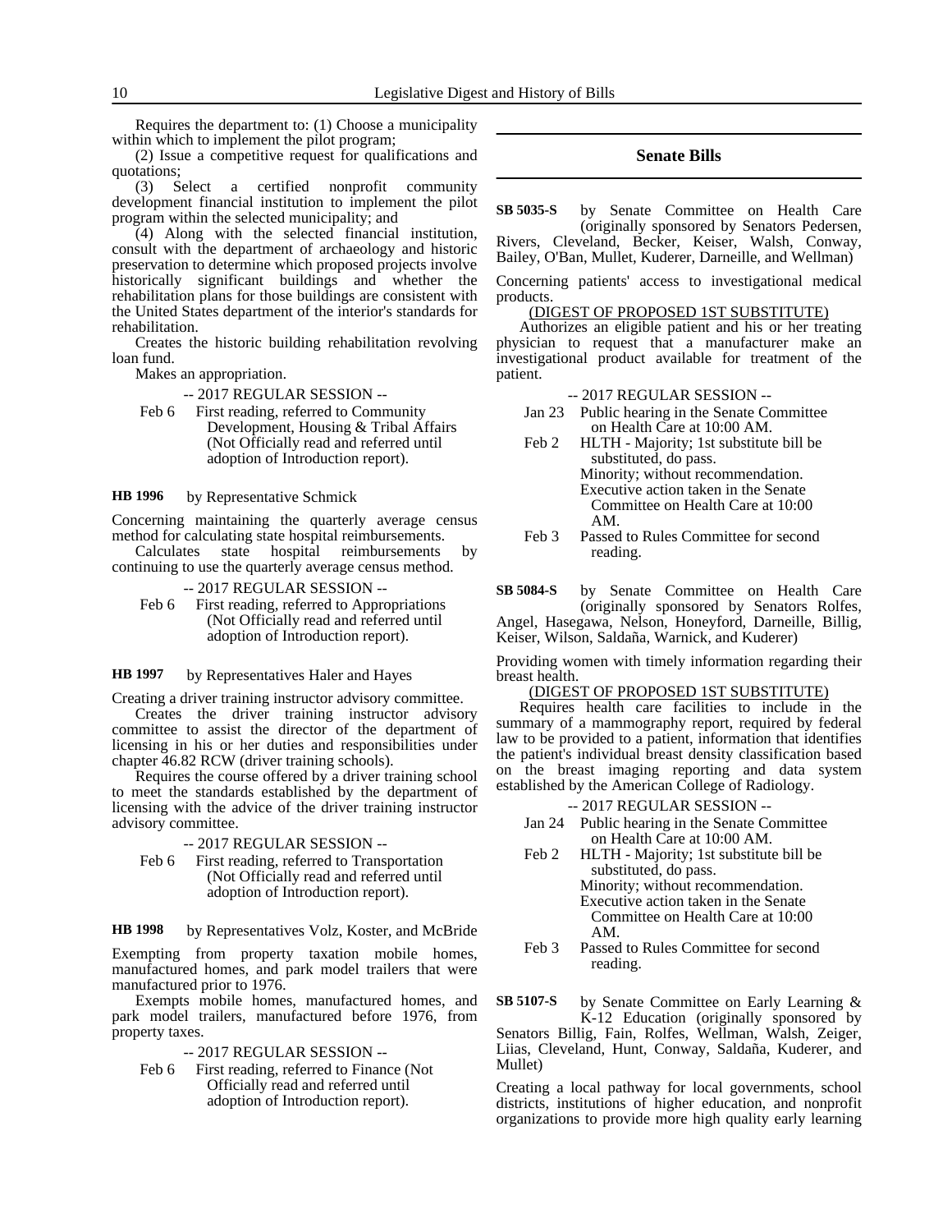Requires the department to: (1) Choose a municipality within which to implement the pilot program;

(2) Issue a competitive request for qualifications and quotations;

(3) Select a certified nonprofit community development financial institution to implement the pilot program within the selected municipality; and

(4) Along with the selected financial institution, consult with the department of archaeology and historic preservation to determine which proposed projects involve historically significant buildings and whether the rehabilitation plans for those buildings are consistent with the United States department of the interior's standards for rehabilitation.

Creates the historic building rehabilitation revolving loan fund.

Makes an appropriation.

-- 2017 REGULAR SESSION --

Feb 6 First reading, referred to Community Development, Housing & Tribal Affairs (Not Officially read and referred until adoption of Introduction report).

**HB 1996** by Representative Schmick

Concerning maintaining the quarterly average census method for calculating state hospital reimbursements.

Calculates state hospital reimbursements by continuing to use the quarterly average census method.

-- 2017 REGULAR SESSION --

Feb 6 First reading, referred to Appropriations (Not Officially read and referred until adoption of Introduction report).

**HB 1997** by Representatives Haler and Hayes

Creating a driver training instructor advisory committee.

Creates the driver training instructor advisory committee to assist the director of the department of licensing in his or her duties and responsibilities under chapter 46.82 RCW (driver training schools).

Requires the course offered by a driver training school to meet the standards established by the department of licensing with the advice of the driver training instructor advisory committee.

-- 2017 REGULAR SESSION --

Feb 6 First reading, referred to Transportation (Not Officially read and referred until adoption of Introduction report).

**HB 1998** by Representatives Volz, Koster, and McBride

Exempting from property taxation mobile homes, manufactured homes, and park model trailers that were manufactured prior to 1976.

Exempts mobile homes, manufactured homes, and park model trailers, manufactured before 1976, from property taxes.

-- 2017 REGULAR SESSION --

Feb 6 First reading, referred to Finance (Not Officially read and referred until adoption of Introduction report).

## Senate Bills

**SB 5035-S** by Senate Committee on Health Care (originally sponsored by Senators Pedersen, Rivers, Cleveland, Becker, Keiser, Walsh, Conway, Bailey, O'Ban, Mullet, Kuderer, Darneille, and Wellman)

Concerning patients' access to investigational medical products.

(DIGEST OF PROPOSED 1ST SUBSTITUTE)

Authorizes an eligible patient and his or her treating physician to request that a manufacturer make an investigational product available for treatment of the patient.

-- 2017 REGULAR SESSION --

Jan 23 Public hearing in the Senate Committee on Health Care at 10:00 AM.

Feb 2 HLTH - Majority; 1st substitute bill be substituted, do pass.
Minority; without recommendation.
Executive action taken in the Senate Committee on Health Care at 10:00 AM.

Feb 3 Passed to Rules Committee for second reading.

**SB 5084-S** by Senate Committee on Health Care (originally sponsored by Senators Rolfes, Angel, Hasegawa, Nelson, Honeyford, Darneille, Billig, Keiser, Wilson, Saldaña, Warnick, and Kuderer)

Providing women with timely information regarding their breast health.

(DIGEST OF PROPOSED 1ST SUBSTITUTE)

Requires health care facilities to include in the summary of a mammography report, required by federal law to be provided to a patient, information that identifies the patient's individual breast density classification based on the breast imaging reporting and data system established by the American College of Radiology.

-- 2017 REGULAR SESSION --

Jan 24 Public hearing in the Senate Committee on Health Care at 10:00 AM.

Feb 2 HLTH - Majority; 1st substitute bill be substituted, do pass.
Minority; without recommendation.
Executive action taken in the Senate Committee on Health Care at 10:00 AM.

Feb 3 Passed to Rules Committee for second reading.

**SB 5107-S** by Senate Committee on Early Learning & K-12 Education (originally sponsored by Senators Billig, Fain, Rolfes, Wellman, Walsh, Zeiger, Liias, Cleveland, Hunt, Conway, Saldaña, Kuderer, and Mullet)

Creating a local pathway for local governments, school districts, institutions of higher education, and nonprofit organizations to provide more high quality early learning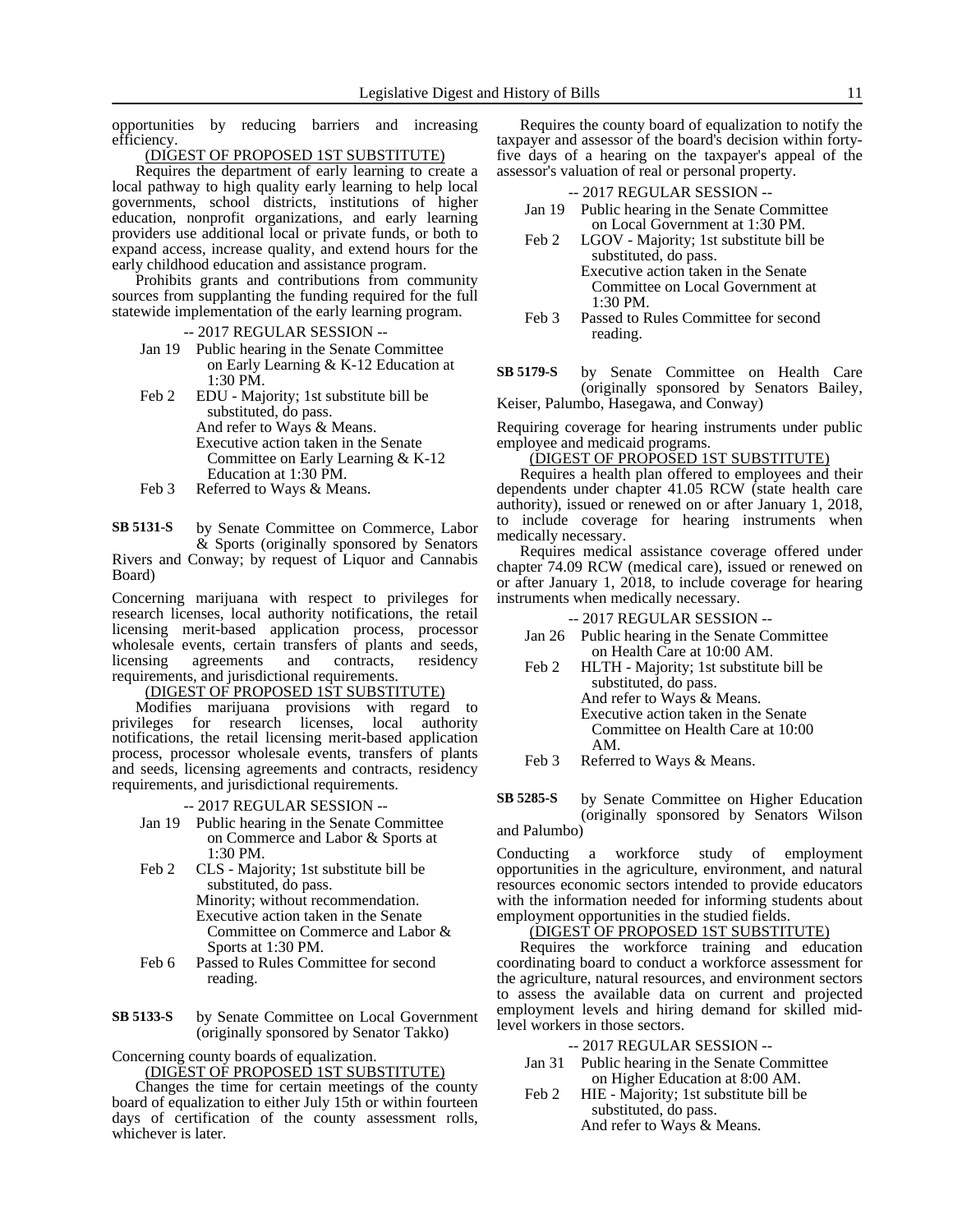opportunities by reducing barriers and increasing efficiency.

(DIGEST OF PROPOSED 1ST SUBSTITUTE)

Requires the department of early learning to create a local pathway to high quality early learning to help local governments, school districts, institutions of higher education, nonprofit organizations, and early learning providers use additional local or private funds, or both to expand access, increase quality, and extend hours for the early childhood education and assistance program.

Prohibits grants and contributions from community sources from supplanting the funding required for the full statewide implementation of the early learning program.

-- 2017 REGULAR SESSION --

- Jan 19 Public hearing in the Senate Committee on Early Learning & K-12 Education at 1:30 PM.
- Feb 2 EDU - Majority; 1st substitute bill be substituted, do pass. And refer to Ways & Means. Executive action taken in the Senate Committee on Early Learning & K-12 Education at 1:30 PM.
- Feb 3 Referred to Ways & Means.

**SB 5131-S** by Senate Committee on Commerce, Labor & Sports (originally sponsored by Senators Rivers and Conway; by request of Liquor and Cannabis Board)

Concerning marijuana with respect to privileges for research licenses, local authority notifications, the retail licensing merit-based application process, processor wholesale events, certain transfers of plants and seeds, licensing agreements and contracts, residency requirements, and jurisdictional requirements.

(DIGEST OF PROPOSED 1ST SUBSTITUTE)

Modifies marijuana provisions with regard to privileges for research licenses, local authority notifications, the retail licensing merit-based application process, processor wholesale events, transfers of plants and seeds, licensing agreements and contracts, residency requirements, and jurisdictional requirements.

-- 2017 REGULAR SESSION --

- Jan 19 Public hearing in the Senate Committee on Commerce and Labor & Sports at 1:30 PM.
- Feb 2 CLS - Majority; 1st substitute bill be substituted, do pass. Minority; without recommendation. Executive action taken in the Senate Committee on Commerce and Labor & Sports at 1:30 PM.
- Feb 6 Passed to Rules Committee for second reading.

**SB 5133-S** by Senate Committee on Local Government (originally sponsored by Senator Takko)

Concerning county boards of equalization.

(DIGEST OF PROPOSED 1ST SUBSTITUTE)

Changes the time for certain meetings of the county board of equalization to either July 15th or within fourteen days of certification of the county assessment rolls, whichever is later.

Requires the county board of equalization to notify the taxpayer and assessor of the board's decision within forty-five days of a hearing on the taxpayer's appeal of the assessor's valuation of real or personal property.

-- 2017 REGULAR SESSION --

- Jan 19 Public hearing in the Senate Committee on Local Government at 1:30 PM.
- Feb 2 LGOV - Majority; 1st substitute bill be substituted, do pass. Executive action taken in the Senate Committee on Local Government at 1:30 PM.
- Feb 3 Passed to Rules Committee for second reading.

**SB 5179-S** by Senate Committee on Health Care (originally sponsored by Senators Bailey, Keiser, Palumbo, Hasegawa, and Conway)

Requiring coverage for hearing instruments under public employee and medicaid programs.

(DIGEST OF PROPOSED 1ST SUBSTITUTE)

Requires a health plan offered to employees and their dependents under chapter 41.05 RCW (state health care authority), issued or renewed on or after January 1, 2018, to include coverage for hearing instruments when medically necessary.

Requires medical assistance coverage offered under chapter 74.09 RCW (medical care), issued or renewed on or after January 1, 2018, to include coverage for hearing instruments when medically necessary.

-- 2017 REGULAR SESSION --

- Jan 26 Public hearing in the Senate Committee on Health Care at 10:00 AM.
- Feb 2 HLTH - Majority; 1st substitute bill be substituted, do pass. And refer to Ways & Means. Executive action taken in the Senate Committee on Health Care at 10:00 AM.
- Feb 3 Referred to Ways & Means.

**SB 5285-S** by Senate Committee on Higher Education (originally sponsored by Senators Wilson and Palumbo)

Conducting a workforce study of employment opportunities in the agriculture, environment, and natural resources economic sectors intended to provide educators with the information needed for informing students about employment opportunities in the studied fields.

(DIGEST OF PROPOSED 1ST SUBSTITUTE)

Requires the workforce training and education coordinating board to conduct a workforce assessment for the agriculture, natural resources, and environment sectors to assess the available data on current and projected employment levels and hiring demand for skilled mid-level workers in those sectors.

-- 2017 REGULAR SESSION --

- Jan 31 Public hearing in the Senate Committee on Higher Education at 8:00 AM.
- Feb 2 HIE - Majority; 1st substitute bill be substituted, do pass. And refer to Ways & Means.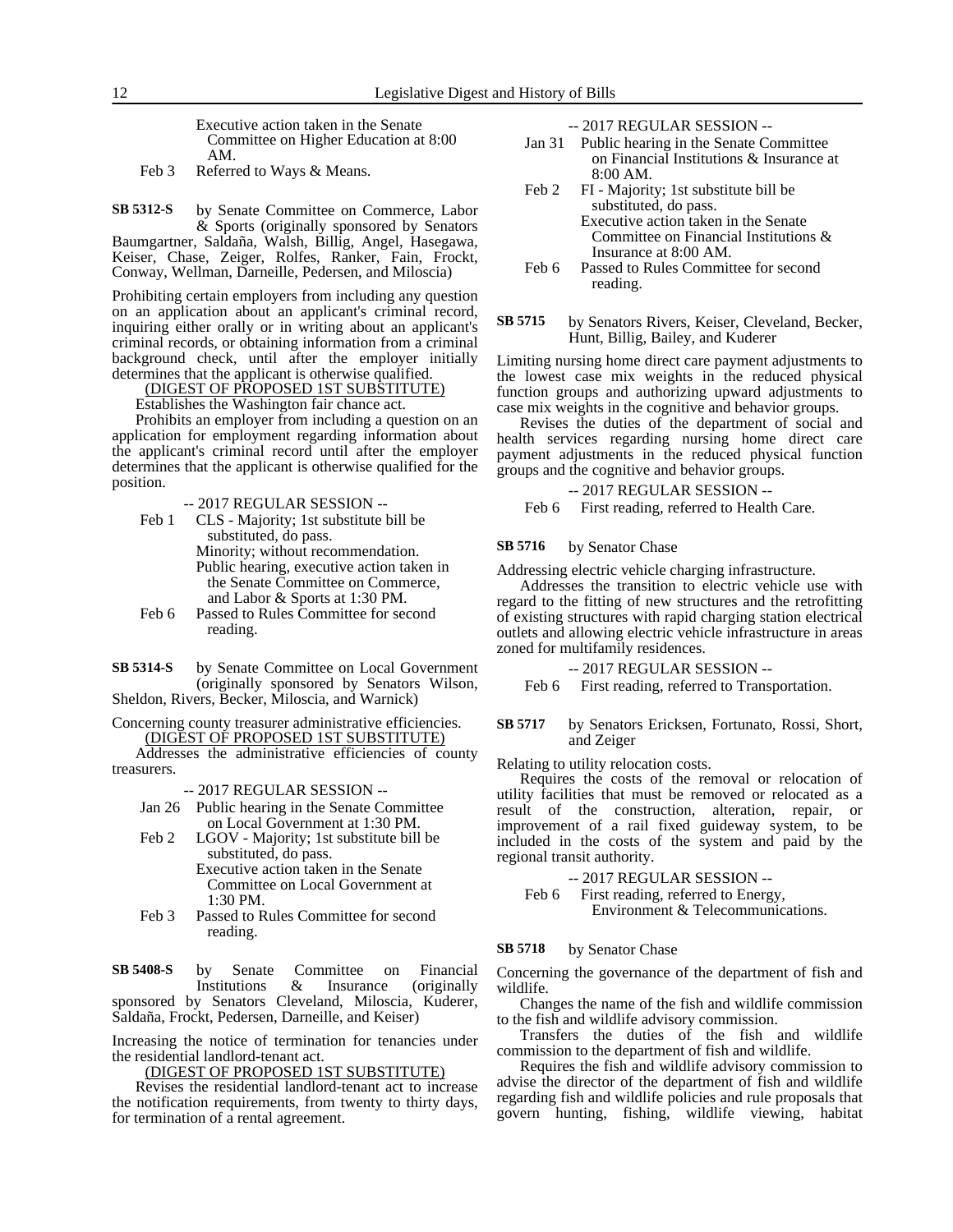Executive action taken in the Senate Committee on Higher Education at 8:00 AM.

Feb 3 Referred to Ways & Means.

**SB 5312-S** by Senate Committee on Commerce, Labor & Sports (originally sponsored by Senators Baumgartner, Saldaña, Walsh, Billig, Angel, Hasegawa, Keiser, Chase, Zeiger, Rolfes, Ranker, Fain, Frockt, Conway, Wellman, Darneille, Pedersen, and Miloscia)

Prohibiting certain employers from including any question on an application about an applicant's criminal record, inquiring either orally or in writing about an applicant's criminal records, or obtaining information from a criminal background check, until after the employer initially determines that the applicant is otherwise qualified.

(DIGEST OF PROPOSED 1ST SUBSTITUTE)

Establishes the Washington fair chance act.

Prohibits an employer from including a question on an application for employment regarding information about the applicant's criminal record until after the employer determines that the applicant is otherwise qualified for the position.

-- 2017 REGULAR SESSION --

Feb 1 CLS - Majority; 1st substitute bill be substituted, do pass.
Minority; without recommendation.
Public hearing, executive action taken in the Senate Committee on Commerce, and Labor & Sports at 1:30 PM.

Feb 6 Passed to Rules Committee for second reading.

**SB 5314-S** by Senate Committee on Local Government (originally sponsored by Senators Wilson, Sheldon, Rivers, Becker, Miloscia, and Warnick)

Concerning county treasurer administrative efficiencies.

(DIGEST OF PROPOSED 1ST SUBSTITUTE)

Addresses the administrative efficiencies of county treasurers.

-- 2017 REGULAR SESSION --

Jan 26 Public hearing in the Senate Committee on Local Government at 1:30 PM.

Feb 2 LGOV - Majority; 1st substitute bill be substituted, do pass.
Executive action taken in the Senate Committee on Local Government at 1:30 PM.

Feb 3 Passed to Rules Committee for second reading.

**SB 5408-S** by Senate Committee on Financial Institutions & Insurance (originally sponsored by Senators Cleveland, Miloscia, Kuderer, Saldaña, Frockt, Pedersen, Darneille, and Keiser)

Increasing the notice of termination for tenancies under the residential landlord-tenant act.

(DIGEST OF PROPOSED 1ST SUBSTITUTE)

Revises the residential landlord-tenant act to increase the notification requirements, from twenty to thirty days, for termination of a rental agreement.

-- 2017 REGULAR SESSION --

Jan 31 Public hearing in the Senate Committee on Financial Institutions & Insurance at 8:00 AM.

Feb 2 FI - Majority; 1st substitute bill be substituted, do pass.
Executive action taken in the Senate Committee on Financial Institutions & Insurance at 8:00 AM.

Feb 6 Passed to Rules Committee for second reading.

**SB 5715** by Senators Rivers, Keiser, Cleveland, Becker, Hunt, Billig, Bailey, and Kuderer

Limiting nursing home direct care payment adjustments to the lowest case mix weights in the reduced physical function groups and authorizing upward adjustments to case mix weights in the cognitive and behavior groups.

Revises the duties of the department of social and health services regarding nursing home direct care payment adjustments in the reduced physical function groups and the cognitive and behavior groups.

-- 2017 REGULAR SESSION --

Feb 6 First reading, referred to Health Care.

**SB 5716** by Senator Chase

Addressing electric vehicle charging infrastructure.

Addresses the transition to electric vehicle use with regard to the fitting of new structures and the retrofitting of existing structures with rapid charging station electrical outlets and allowing electric vehicle infrastructure in areas zoned for multifamily residences.

-- 2017 REGULAR SESSION --

Feb 6 First reading, referred to Transportation.

**SB 5717** by Senators Ericksen, Fortunato, Rossi, Short, and Zeiger

Relating to utility relocation costs.

Requires the costs of the removal or relocation of utility facilities that must be removed or relocated as a result of the construction, alteration, repair, or improvement of a rail fixed guideway system, to be included in the costs of the system and paid by the regional transit authority.

-- 2017 REGULAR SESSION --

Feb 6 First reading, referred to Energy, Environment & Telecommunications.

**SB 5718** by Senator Chase

Concerning the governance of the department of fish and wildlife.

Changes the name of the fish and wildlife commission to the fish and wildlife advisory commission.

Transfers the duties of the fish and wildlife commission to the department of fish and wildlife.

Requires the fish and wildlife advisory commission to advise the director of the department of fish and wildlife regarding fish and wildlife policies and rule proposals that govern hunting, fishing, wildlife viewing, habitat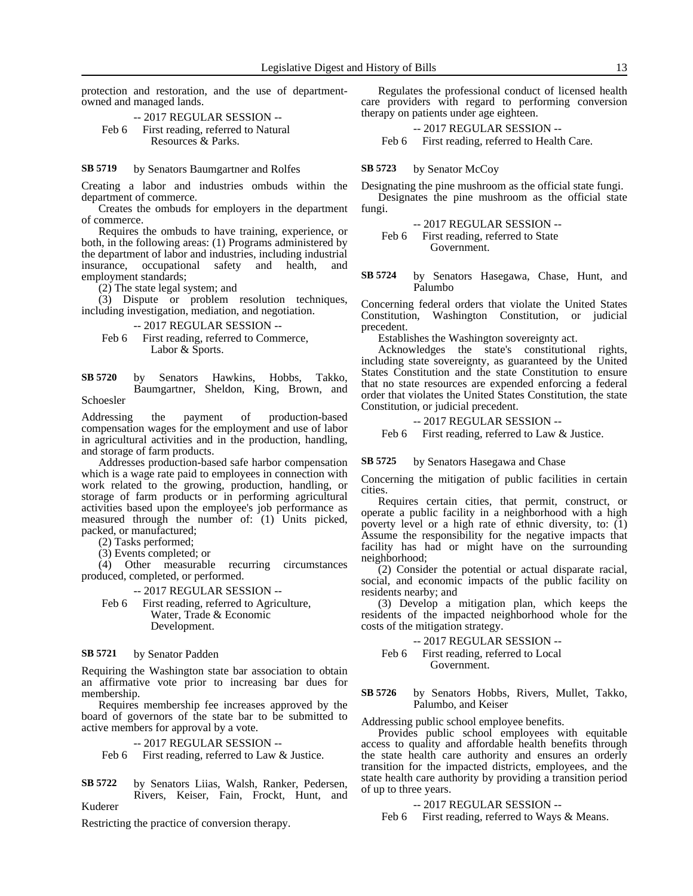protection and restoration, and the use of department-owned and managed lands.

-- 2017 REGULAR SESSION --

Feb 6 First reading, referred to Natural Resources & Parks.

**SB 5719** by Senators Baumgartner and Rolfes

Creating a labor and industries ombuds within the department of commerce.

Creates the ombuds for employers in the department of commerce.

Requires the ombuds to have training, experience, or both, in the following areas: (1) Programs administered by the department of labor and industries, including industrial insurance, occupational safety and health, and employment standards;

(2) The state legal system; and

(3) Dispute or problem resolution techniques, including investigation, mediation, and negotiation.

-- 2017 REGULAR SESSION --

Feb 6 First reading, referred to Commerce, Labor & Sports.

**SB 5720** by Senators Hawkins, Hobbs, Takko, Baumgartner, Sheldon, King, Brown, and Schoesler

Addressing the payment of production-based compensation wages for the employment and use of labor in agricultural activities and in the production, handling, and storage of farm products.

Addresses production-based safe harbor compensation which is a wage rate paid to employees in connection with work related to the growing, production, handling, or storage of farm products or in performing agricultural activities based upon the employee's job performance as measured through the number of: (1) Units picked, packed, or manufactured;

(2) Tasks performed;

(3) Events completed; or

(4) Other measurable recurring circumstances produced, completed, or performed.

-- 2017 REGULAR SESSION --

Feb 6 First reading, referred to Agriculture, Water, Trade & Economic Development.

**SB 5721** by Senator Padden

Requiring the Washington state bar association to obtain an affirmative vote prior to increasing bar dues for membership.

Requires membership fee increases approved by the board of governors of the state bar to be submitted to active members for approval by a vote.

-- 2017 REGULAR SESSION --

Feb 6 First reading, referred to Law & Justice.

**SB 5722** by Senators Liias, Walsh, Ranker, Pedersen, Rivers, Keiser, Fain, Frockt, Hunt, and Kuderer

Restricting the practice of conversion therapy.

Regulates the professional conduct of licensed health care providers with regard to performing conversion therapy on patients under age eighteen.

-- 2017 REGULAR SESSION --

Feb 6 First reading, referred to Health Care.

**SB 5723** by Senator McCoy

Designating the pine mushroom as the official state fungi.

Designates the pine mushroom as the official state fungi.

-- 2017 REGULAR SESSION --

Feb 6 First reading, referred to State Government.

**SB 5724** by Senators Hasegawa, Chase, Hunt, and Palumbo

Concerning federal orders that violate the United States Constitution, Washington Constitution, or judicial precedent.

Establishes the Washington sovereignty act.

Acknowledges the state's constitutional rights, including state sovereignty, as guaranteed by the United States Constitution and the state Constitution to ensure that no state resources are expended enforcing a federal order that violates the United States Constitution, the state Constitution, or judicial precedent.

-- 2017 REGULAR SESSION --

Feb 6 First reading, referred to Law & Justice.

**SB 5725** by Senators Hasegawa and Chase

Concerning the mitigation of public facilities in certain cities.

Requires certain cities, that permit, construct, or operate a public facility in a neighborhood with a high poverty level or a high rate of ethnic diversity, to: (1) Assume the responsibility for the negative impacts that facility has had or might have on the surrounding neighborhood;

(2) Consider the potential or actual disparate racial, social, and economic impacts of the public facility on residents nearby; and

(3) Develop a mitigation plan, which keeps the residents of the impacted neighborhood whole for the costs of the mitigation strategy.

-- 2017 REGULAR SESSION --

Feb 6 First reading, referred to Local Government.

**SB 5726** by Senators Hobbs, Rivers, Mullet, Takko, Palumbo, and Keiser

Addressing public school employee benefits.

Provides public school employees with equitable access to quality and affordable health benefits through the state health care authority and ensures an orderly transition for the impacted districts, employees, and the state health care authority by providing a transition period of up to three years.

-- 2017 REGULAR SESSION --

Feb 6 First reading, referred to Ways & Means.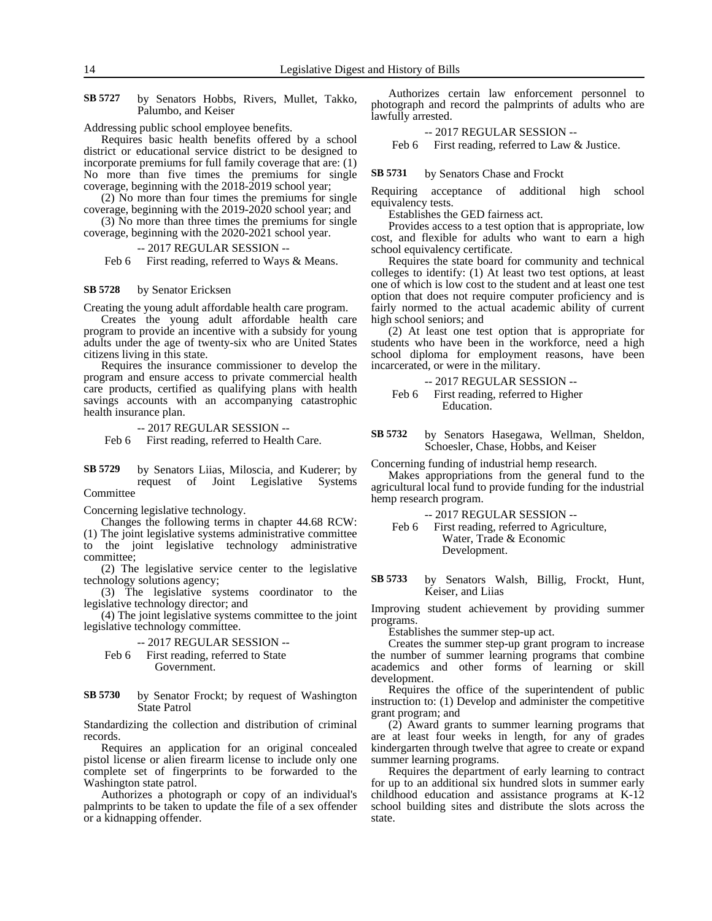**SB 5727** by Senators Hobbs, Rivers, Mullet, Takko, Palumbo, and Keiser

Addressing public school employee benefits.

Requires basic health benefits offered by a school district or educational service district to be designed to incorporate premiums for full family coverage that are: (1) No more than five times the premiums for single coverage, beginning with the 2018-2019 school year;

(2) No more than four times the premiums for single coverage, beginning with the 2019-2020 school year; and

(3) No more than three times the premiums for single coverage, beginning with the 2020-2021 school year.

-- 2017 REGULAR SESSION --

Feb 6 First reading, referred to Ways & Means.

**SB 5728** by Senator Ericksen

Creating the young adult affordable health care program.

Creates the young adult affordable health care program to provide an incentive with a subsidy for young adults under the age of twenty-six who are United States citizens living in this state.

Requires the insurance commissioner to develop the program and ensure access to private commercial health care products, certified as qualifying plans with health savings accounts with an accompanying catastrophic health insurance plan.

-- 2017 REGULAR SESSION --

Feb 6 First reading, referred to Health Care.

**SB 5729** by Senators Liias, Miloscia, and Kuderer; by request of Joint Legislative Systems Committee

Concerning legislative technology.

Changes the following terms in chapter 44.68 RCW: (1) The joint legislative systems administrative committee to the joint legislative technology administrative committee;

(2) The legislative service center to the legislative technology solutions agency;

(3) The legislative systems coordinator to the legislative technology director; and

(4) The joint legislative systems committee to the joint legislative technology committee.

-- 2017 REGULAR SESSION --

Feb 6 First reading, referred to State Government.

**SB 5730** by Senator Frockt; by request of Washington State Patrol

Standardizing the collection and distribution of criminal records.

Requires an application for an original concealed pistol license or alien firearm license to include only one complete set of fingerprints to be forwarded to the Washington state patrol.

Authorizes a photograph or copy of an individual's palmprints to be taken to update the file of a sex offender or a kidnapping offender.

Authorizes certain law enforcement personnel to photograph and record the palmprints of adults who are lawfully arrested.

-- 2017 REGULAR SESSION --

Feb 6 First reading, referred to Law & Justice.

**SB 5731** by Senators Chase and Frockt

Requiring acceptance of additional high school equivalency tests.

Establishes the GED fairness act.

Provides access to a test option that is appropriate, low cost, and flexible for adults who want to earn a high school equivalency certificate.

Requires the state board for community and technical colleges to identify: (1) At least two test options, at least one of which is low cost to the student and at least one test option that does not require computer proficiency and is fairly normed to the actual academic ability of current high school seniors; and

(2) At least one test option that is appropriate for students who have been in the workforce, need a high school diploma for employment reasons, have been incarcerated, or were in the military.

-- 2017 REGULAR SESSION --

Feb 6 First reading, referred to Higher Education.

**SB 5732** by Senators Hasegawa, Wellman, Sheldon, Schoesler, Chase, Hobbs, and Keiser

Concerning funding of industrial hemp research.

Makes appropriations from the general fund to the agricultural local fund to provide funding for the industrial hemp research program.

-- 2017 REGULAR SESSION --

Feb 6 First reading, referred to Agriculture, Water, Trade & Economic Development.

**SB 5733** by Senators Walsh, Billig, Frockt, Hunt, Keiser, and Liias

Improving student achievement by providing summer programs.

Establishes the summer step-up act.

Creates the summer step-up grant program to increase the number of summer learning programs that combine academics and other forms of learning or skill development.

Requires the office of the superintendent of public instruction to: (1) Develop and administer the competitive grant program; and

(2) Award grants to summer learning programs that are at least four weeks in length, for any of grades kindergarten through twelve that agree to create or expand summer learning programs.

Requires the department of early learning to contract for up to an additional six hundred slots in summer early childhood education and assistance programs at K-12 school building sites and distribute the slots across the state.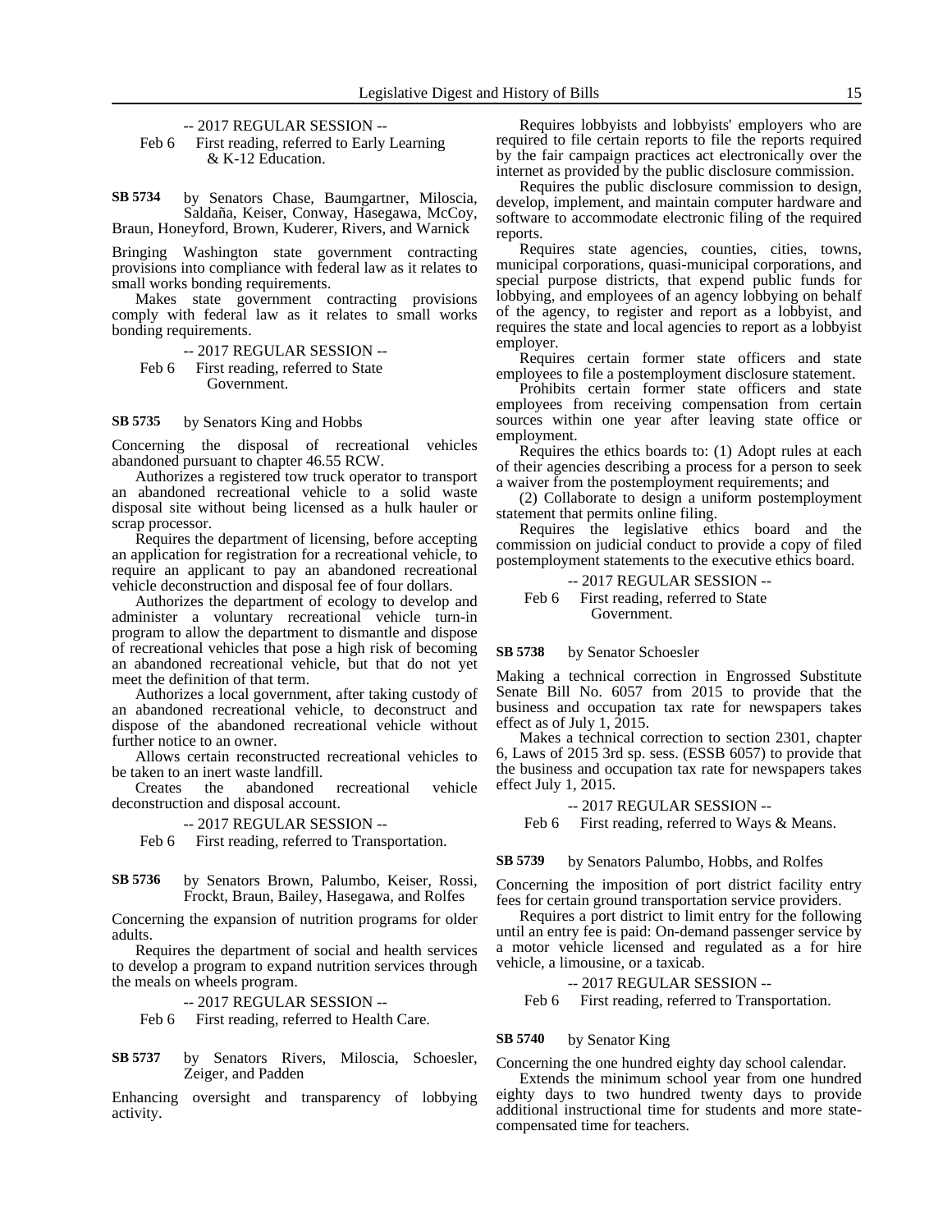-- 2017 REGULAR SESSION --

Feb 6 First reading, referred to Early Learning & K-12 Education.

**SB 5734** by Senators Chase, Baumgartner, Miloscia, Saldaña, Keiser, Conway, Hasegawa, McCoy, Braun, Honeyford, Brown, Kuderer, Rivers, and Warnick

Bringing Washington state government contracting provisions into compliance with federal law as it relates to small works bonding requirements.

Makes state government contracting provisions comply with federal law as it relates to small works bonding requirements.

-- 2017 REGULAR SESSION --

Feb 6 First reading, referred to State Government.

**SB 5735** by Senators King and Hobbs

Concerning the disposal of recreational vehicles abandoned pursuant to chapter 46.55 RCW.

Authorizes a registered tow truck operator to transport an abandoned recreational vehicle to a solid waste disposal site without being licensed as a hulk hauler or scrap processor.

Requires the department of licensing, before accepting an application for registration for a recreational vehicle, to require an applicant to pay an abandoned recreational vehicle deconstruction and disposal fee of four dollars.

Authorizes the department of ecology to develop and administer a voluntary recreational vehicle turn-in program to allow the department to dismantle and dispose of recreational vehicles that pose a high risk of becoming an abandoned recreational vehicle, but that do not yet meet the definition of that term.

Authorizes a local government, after taking custody of an abandoned recreational vehicle, to deconstruct and dispose of the abandoned recreational vehicle without further notice to an owner.

Allows certain reconstructed recreational vehicles to be taken to an inert waste landfill.

Creates the abandoned recreational vehicle deconstruction and disposal account.

-- 2017 REGULAR SESSION --

Feb 6 First reading, referred to Transportation.

**SB 5736** by Senators Brown, Palumbo, Keiser, Rossi, Frockt, Braun, Bailey, Hasegawa, and Rolfes

Concerning the expansion of nutrition programs for older adults.

Requires the department of social and health services to develop a program to expand nutrition services through the meals on wheels program.

-- 2017 REGULAR SESSION --

Feb 6 First reading, referred to Health Care.

**SB 5737** by Senators Rivers, Miloscia, Schoesler, Zeiger, and Padden

Enhancing oversight and transparency of lobbying activity.

Requires lobbyists and lobbyists' employers who are required to file certain reports to file the reports required by the fair campaign practices act electronically over the internet as provided by the public disclosure commission.

Requires the public disclosure commission to design, develop, implement, and maintain computer hardware and software to accommodate electronic filing of the required reports.

Requires state agencies, counties, cities, towns, municipal corporations, quasi-municipal corporations, and special purpose districts, that expend public funds for lobbying, and employees of an agency lobbying on behalf of the agency, to register and report as a lobbyist, and requires the state and local agencies to report as a lobbyist employer.

Requires certain former state officers and state employees to file a postemployment disclosure statement.

Prohibits certain former state officers and state employees from receiving compensation from certain sources within one year after leaving state office or employment.

Requires the ethics boards to: (1) Adopt rules at each of their agencies describing a process for a person to seek a waiver from the postemployment requirements; and

(2) Collaborate to design a uniform postemployment statement that permits online filing.

Requires the legislative ethics board and the commission on judicial conduct to provide a copy of filed postemployment statements to the executive ethics board.

-- 2017 REGULAR SESSION --

Feb 6 First reading, referred to State Government.

**SB 5738** by Senator Schoesler

Making a technical correction in Engrossed Substitute Senate Bill No. 6057 from 2015 to provide that the business and occupation tax rate for newspapers takes effect as of July 1, 2015.

Makes a technical correction to section 2301, chapter 6, Laws of 2015 3rd sp. sess. (ESSB 6057) to provide that the business and occupation tax rate for newspapers takes effect July 1, 2015.

-- 2017 REGULAR SESSION --

Feb 6 First reading, referred to Ways & Means.

**SB 5739** by Senators Palumbo, Hobbs, and Rolfes

Concerning the imposition of port district facility entry fees for certain ground transportation service providers.

Requires a port district to limit entry for the following until an entry fee is paid: On-demand passenger service by a motor vehicle licensed and regulated as a for hire vehicle, a limousine, or a taxicab.

-- 2017 REGULAR SESSION --

Feb 6 First reading, referred to Transportation.

**SB 5740** by Senator King

Concerning the one hundred eighty day school calendar.

Extends the minimum school year from one hundred eighty days to two hundred twenty days to provide additional instructional time for students and more state-compensated time for teachers.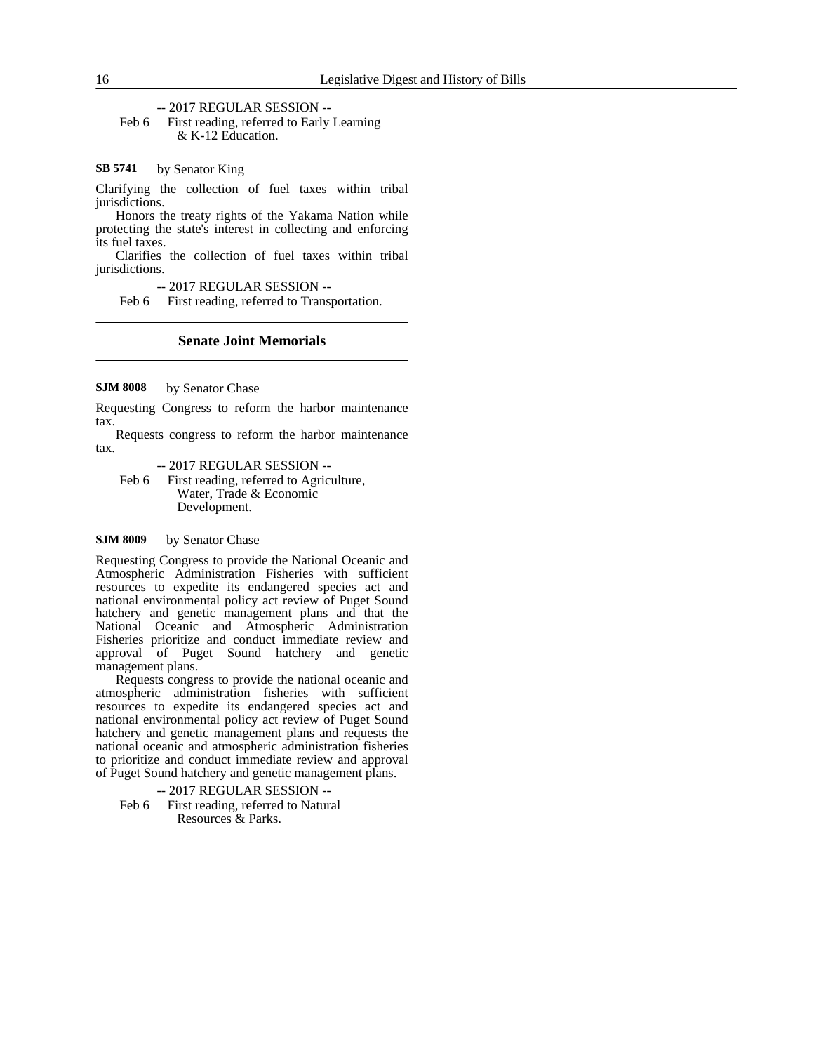-- 2017 REGULAR SESSION --

Feb 6 First reading, referred to Early Learning & K-12 Education.

**SB 5741** by Senator King

Clarifying the collection of fuel taxes within tribal jurisdictions.

Honors the treaty rights of the Yakama Nation while protecting the state's interest in collecting and enforcing its fuel taxes.

Clarifies the collection of fuel taxes within tribal jurisdictions.

-- 2017 REGULAR SESSION --

Feb 6 First reading, referred to Transportation.

## Senate Joint Memorials

**SJM 8008** by Senator Chase

Requesting Congress to reform the harbor maintenance tax.

Requests congress to reform the harbor maintenance tax.

-- 2017 REGULAR SESSION --

Feb 6 First reading, referred to Agriculture, Water, Trade & Economic Development.

**SJM 8009** by Senator Chase

Requesting Congress to provide the National Oceanic and Atmospheric Administration Fisheries with sufficient resources to expedite its endangered species act and national environmental policy act review of Puget Sound hatchery and genetic management plans and that the National Oceanic and Atmospheric Administration Fisheries prioritize and conduct immediate review and approval of Puget Sound hatchery and genetic management plans.

Requests congress to provide the national oceanic and atmospheric administration fisheries with sufficient resources to expedite its endangered species act and national environmental policy act review of Puget Sound hatchery and genetic management plans and requests the national oceanic and atmospheric administration fisheries to prioritize and conduct immediate review and approval of Puget Sound hatchery and genetic management plans.

-- 2017 REGULAR SESSION --

Feb 6 First reading, referred to Natural Resources & Parks.